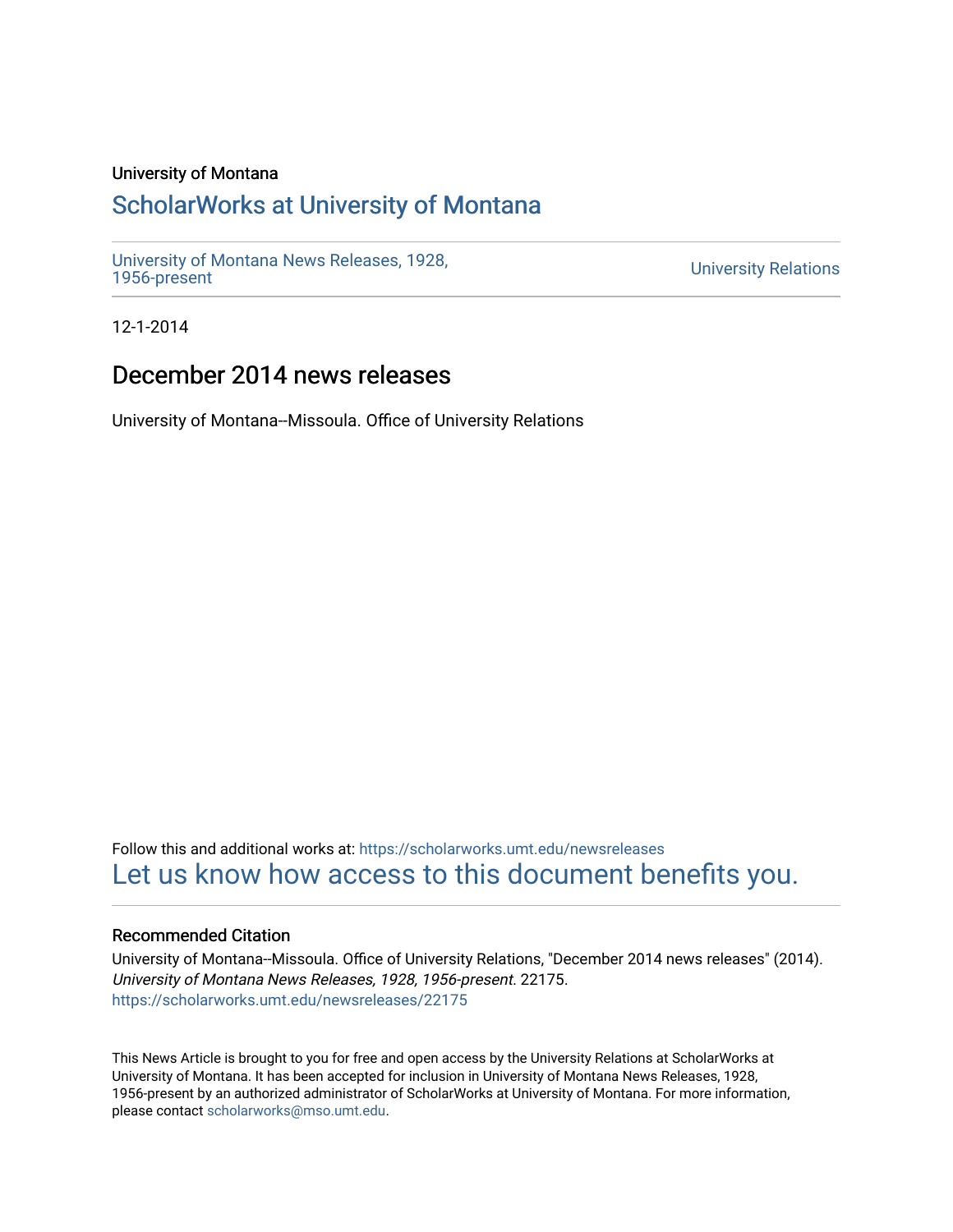University of Montana

# ScholarWorks at University of Montana

University of Montana News Releases, 1928, 1956-present

University Relations

12-1-2014

## December 2014 news releases

University of Montana--Missoula. Office of University Relations

Follow this and additional works at: https://scholarworks.umt.edu/newsreleases

Let us know how access to this document benefits you.

### Recommended Citation

University of Montana--Missoula. Office of University Relations, "December 2014 news releases" (2014). *University of Montana News Releases, 1928, 1956-present*. 22175.
https://scholarworks.umt.edu/newsreleases/22175

This News Article is brought to you for free and open access by the University Relations at ScholarWorks at University of Montana. It has been accepted for inclusion in University of Montana News Releases, 1928, 1956-present by an authorized administrator of ScholarWorks at University of Montana. For more information, please contact scholarworks@mso.umt.edu.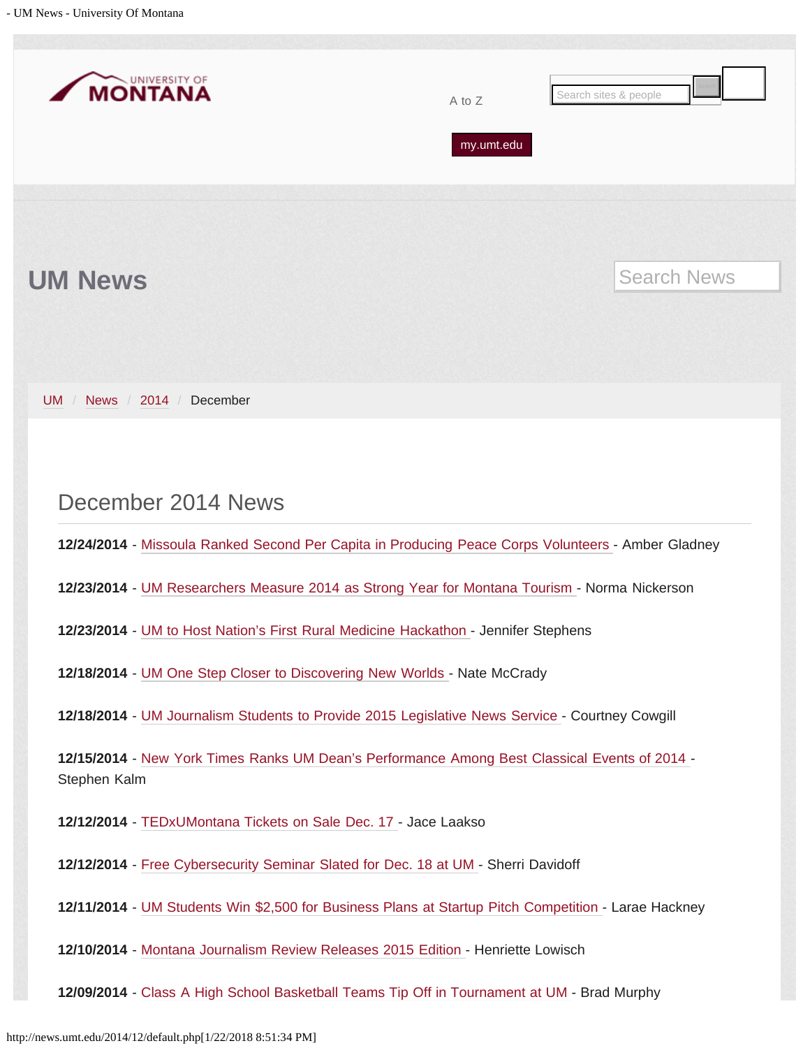University of Montana

A to Z

my.umt.edu

# UM News

Search News

UM / News / 2014 / December

## December 2014 News

**12/24/2014** - Missoula Ranked Second Per Capita in Producing Peace Corps Volunteers - Amber Gladney

**12/23/2014** - UM Researchers Measure 2014 as Strong Year for Montana Tourism - Norma Nickerson

**12/23/2014** - UM to Host Nation's First Rural Medicine Hackathon - Jennifer Stephens

**12/18/2014** - UM One Step Closer to Discovering New Worlds - Nate McCrady

**12/18/2014** - UM Journalism Students to Provide 2015 Legislative News Service - Courtney Cowgill

**12/15/2014** - New York Times Ranks UM Dean's Performance Among Best Classical Events of 2014 - Stephen Kalm

**12/12/2014** - TEDxUMontana Tickets on Sale Dec. 17 - Jace Laakso

**12/12/2014** - Free Cybersecurity Seminar Slated for Dec. 18 at UM - Sherri Davidoff

**12/11/2014** - UM Students Win $2,500 for Business Plans at Startup Pitch Competition - Larae Hackney

**12/10/2014** - Montana Journalism Review Releases 2015 Edition - Henriette Lowisch

**12/09/2014** - Class A High School Basketball Teams Tip Off in Tournament at UM - Brad Murphy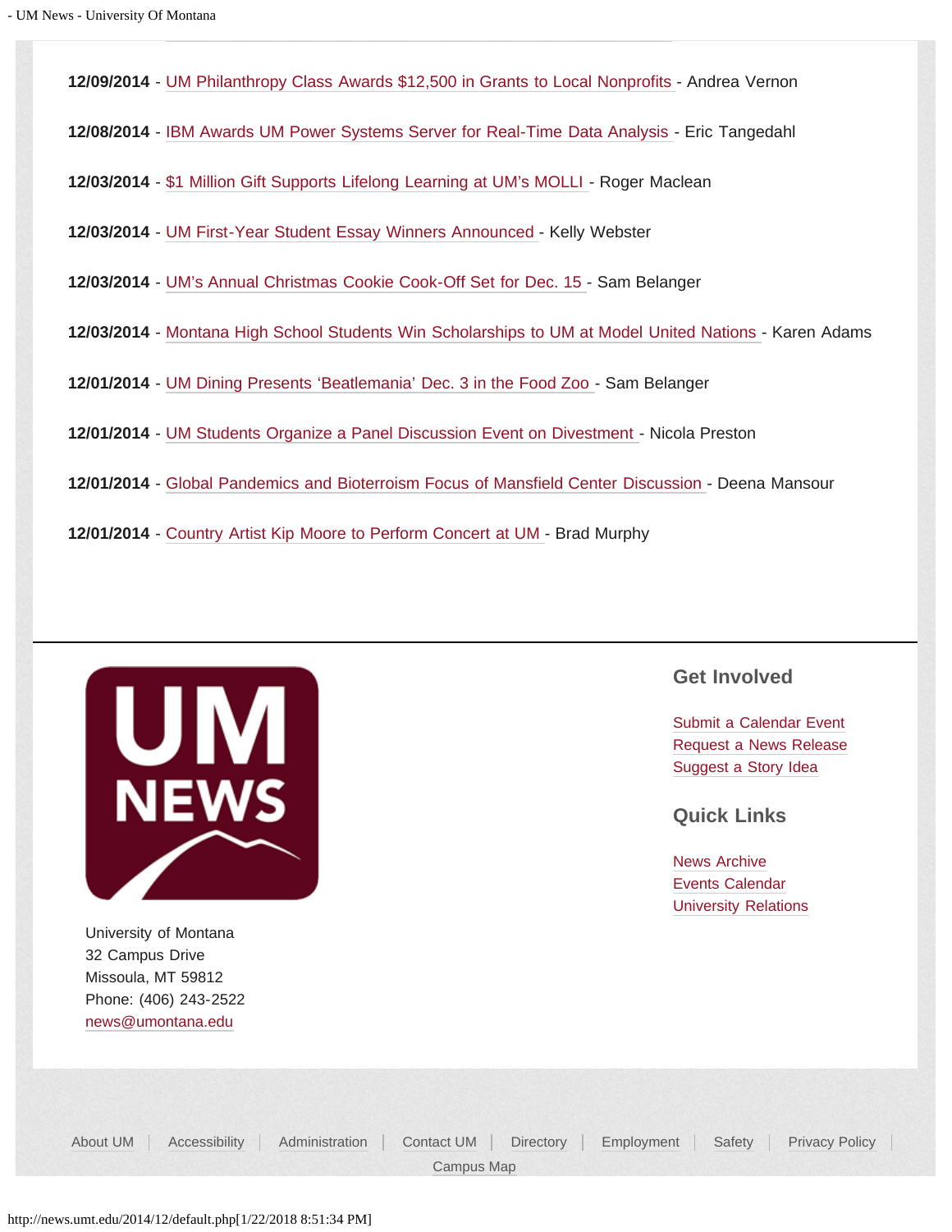**12/09/2014** - UM Philanthropy Class Awards $12,500 in Grants to Local Nonprofits - Andrea Vernon

**12/08/2014** - IBM Awards UM Power Systems Server for Real-Time Data Analysis - Eric Tangedahl

**12/03/2014** - $1 Million Gift Supports Lifelong Learning at UM's MOLLI - Roger Maclean

**12/03/2014** - UM First-Year Student Essay Winners Announced - Kelly Webster

**12/03/2014** - UM's Annual Christmas Cookie Cook-Off Set for Dec. 15 - Sam Belanger

**12/03/2014** - Montana High School Students Win Scholarships to UM at Model United Nations - Karen Adams

**12/01/2014** - UM Dining Presents 'Beatlemania' Dec. 3 in the Food Zoo - Sam Belanger

**12/01/2014** - UM Students Organize a Panel Discussion Event on Divestment - Nicola Preston

**12/01/2014** - Global Pandemics and Bioterroism Focus of Mansfield Center Discussion - Deena Mansour

**12/01/2014** - Country Artist Kip Moore to Perform Concert at UM - Brad Murphy

UM NEWS

University of Montana
32 Campus Drive
Missoula, MT 59812
Phone: (406) 243-2522
news@umontana.edu

## Get Involved

Submit a Calendar Event
Request a News Release
Suggest a Story Idea

## Quick Links

News Archive
Events Calendar
University Relations

About UM | Accessibility | Administration | Contact UM | Directory | Employment | Safety | Privacy Policy | Campus Map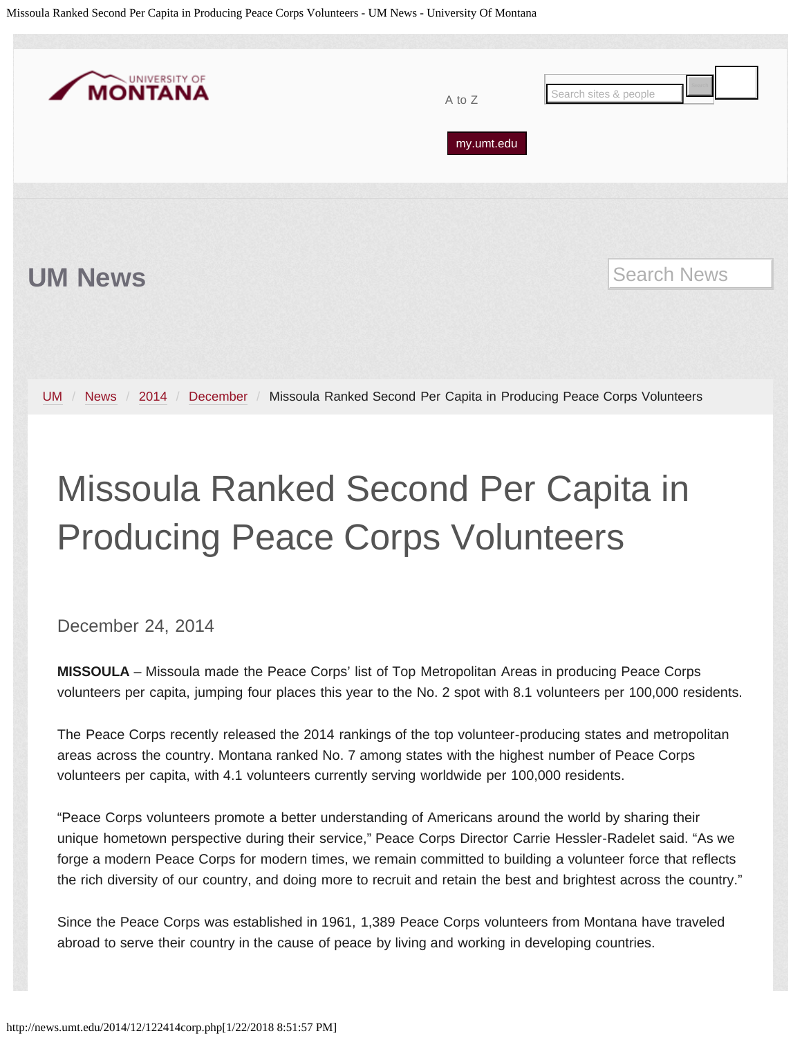# Missoula Ranked Second Per Capita in Producing Peace Corps Volunteers

December 24, 2014

**MISSOULA** – Missoula made the Peace Corps' list of Top Metropolitan Areas in producing Peace Corps volunteers per capita, jumping four places this year to the No. 2 spot with 8.1 volunteers per 100,000 residents.

The Peace Corps recently released the 2014 rankings of the top volunteer-producing states and metropolitan areas across the country. Montana ranked No. 7 among states with the highest number of Peace Corps volunteers per capita, with 4.1 volunteers currently serving worldwide per 100,000 residents.

"Peace Corps volunteers promote a better understanding of Americans around the world by sharing their unique hometown perspective during their service," Peace Corps Director Carrie Hessler-Radelet said. "As we forge a modern Peace Corps for modern times, we remain committed to building a volunteer force that reflects the rich diversity of our country, and doing more to recruit and retain the best and brightest across the country."

Since the Peace Corps was established in 1961, 1,389 Peace Corps volunteers from Montana have traveled abroad to serve their country in the cause of peace by living and working in developing countries.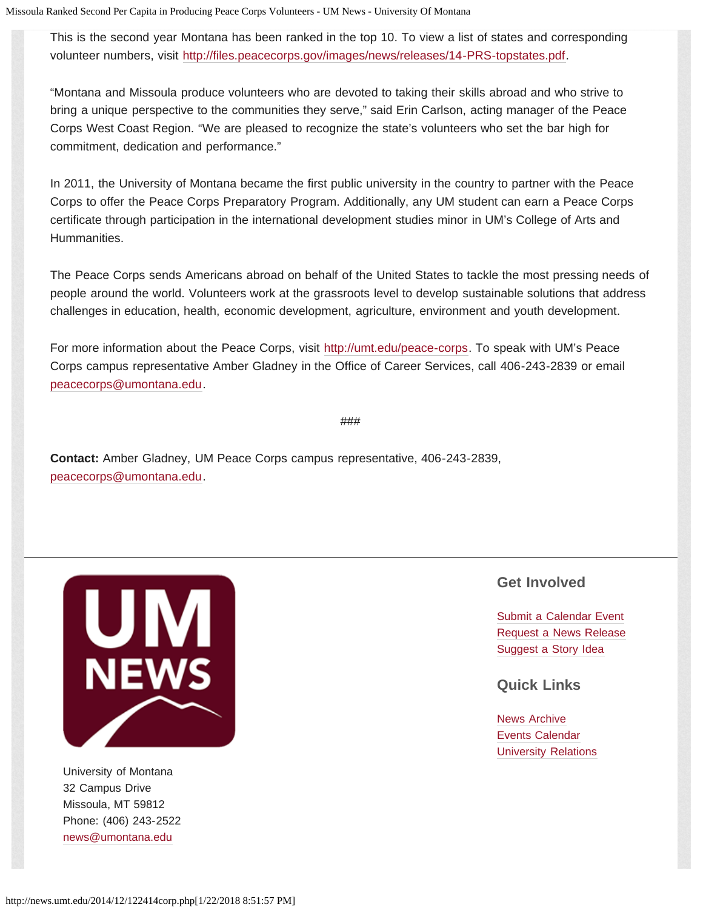This is the second year Montana has been ranked in the top 10. To view a list of states and corresponding volunteer numbers, visit http://files.peacecorps.gov/images/news/releases/14-PRS-topstates.pdf.

“Montana and Missoula produce volunteers who are devoted to taking their skills abroad and who strive to bring a unique perspective to the communities they serve,” said Erin Carlson, acting manager of the Peace Corps West Coast Region. “We are pleased to recognize the state’s volunteers who set the bar high for commitment, dedication and performance.”

In 2011, the University of Montana became the first public university in the country to partner with the Peace Corps to offer the Peace Corps Preparatory Program. Additionally, any UM student can earn a Peace Corps certificate through participation in the international development studies minor in UM’s College of Arts and Hummanities.

The Peace Corps sends Americans abroad on behalf of the United States to tackle the most pressing needs of people around the world. Volunteers work at the grassroots level to develop sustainable solutions that address challenges in education, health, economic development, agriculture, environment and youth development.

For more information about the Peace Corps, visit http://umt.edu/peace-corps. To speak with UM’s Peace Corps campus representative Amber Gladney in the Office of Career Services, call 406-243-2839 or email peacecorps@umontana.edu.

###

**Contact:** Amber Gladney, UM Peace Corps campus representative, 406-243-2839, peacecorps@umontana.edu.

---

UM NEWS

University of Montana
32 Campus Drive
Missoula, MT 59812
Phone: (406) 243-2522
news@umontana.edu

## Get Involved

Submit a Calendar Event
Request a News Release
Suggest a Story Idea

## Quick Links

News Archive
Events Calendar
University Relations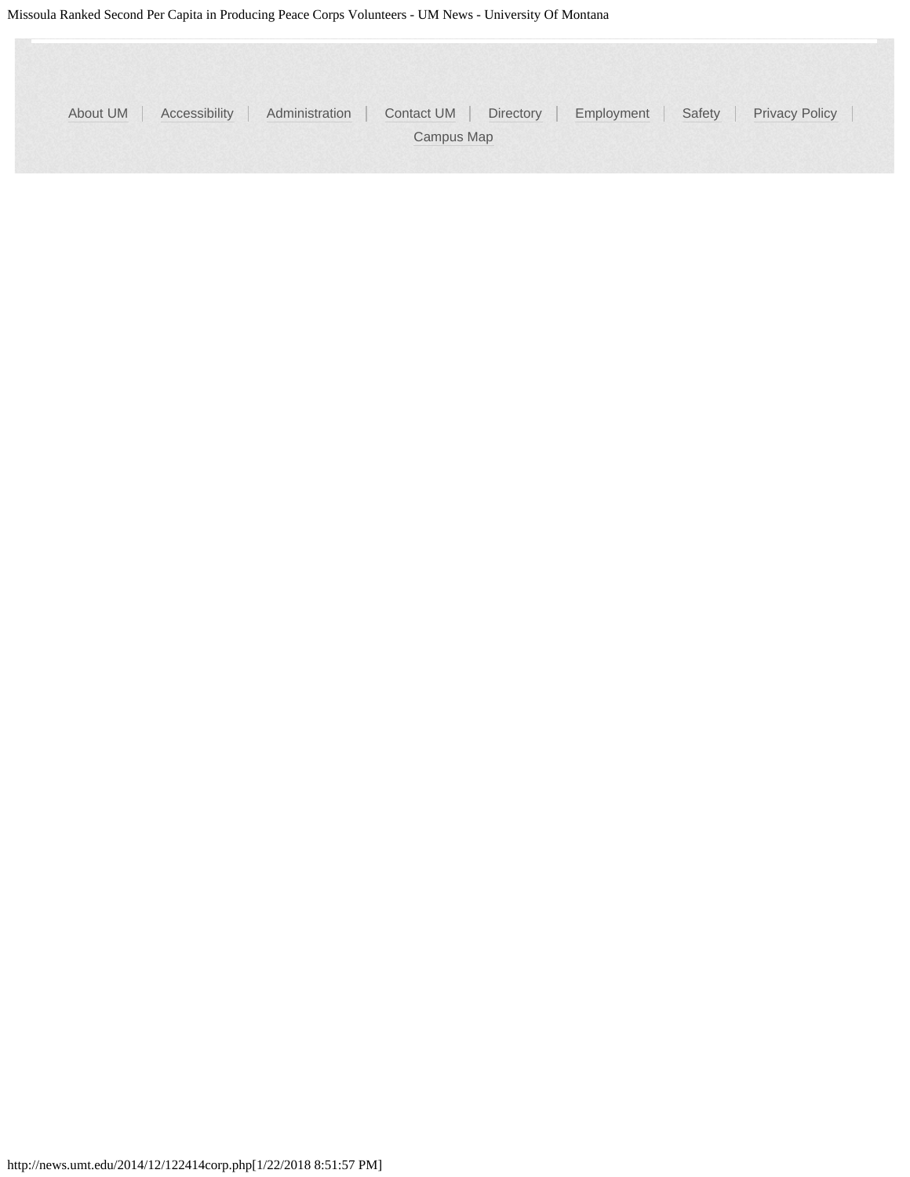About UM | Accessibility | Administration | Contact UM | Directory | Employment | Safety | Privacy Policy | Campus Map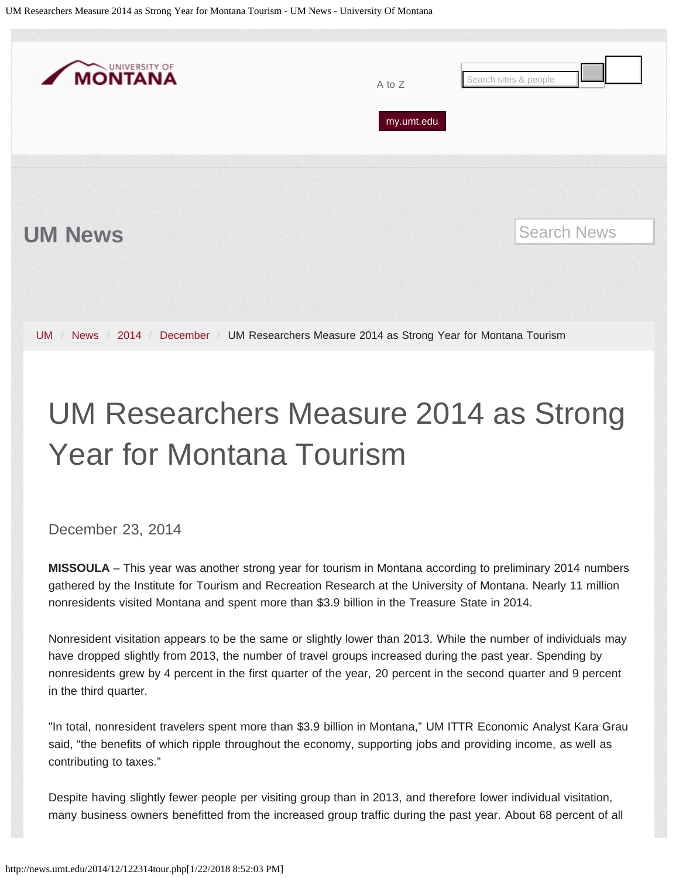UM News

UM / News / 2014 / December / UM Researchers Measure 2014 as Strong Year for Montana Tourism

# UM Researchers Measure 2014 as Strong Year for Montana Tourism

December 23, 2014

**MISSOULA** – This year was another strong year for tourism in Montana according to preliminary 2014 numbers gathered by the Institute for Tourism and Recreation Research at the University of Montana. Nearly 11 million nonresidents visited Montana and spent more than $3.9 billion in the Treasure State in 2014.

Nonresident visitation appears to be the same or slightly lower than 2013. While the number of individuals may have dropped slightly from 2013, the number of travel groups increased during the past year. Spending by nonresidents grew by 4 percent in the first quarter of the year, 20 percent in the second quarter and 9 percent in the third quarter.

"In total, nonresident travelers spent more than $3.9 billion in Montana," UM ITTR Economic Analyst Kara Grau said, "the benefits of which ripple throughout the economy, supporting jobs and providing income, as well as contributing to taxes."

Despite having slightly fewer people per visiting group than in 2013, and therefore lower individual visitation, many business owners benefitted from the increased group traffic during the past year. About 68 percent of all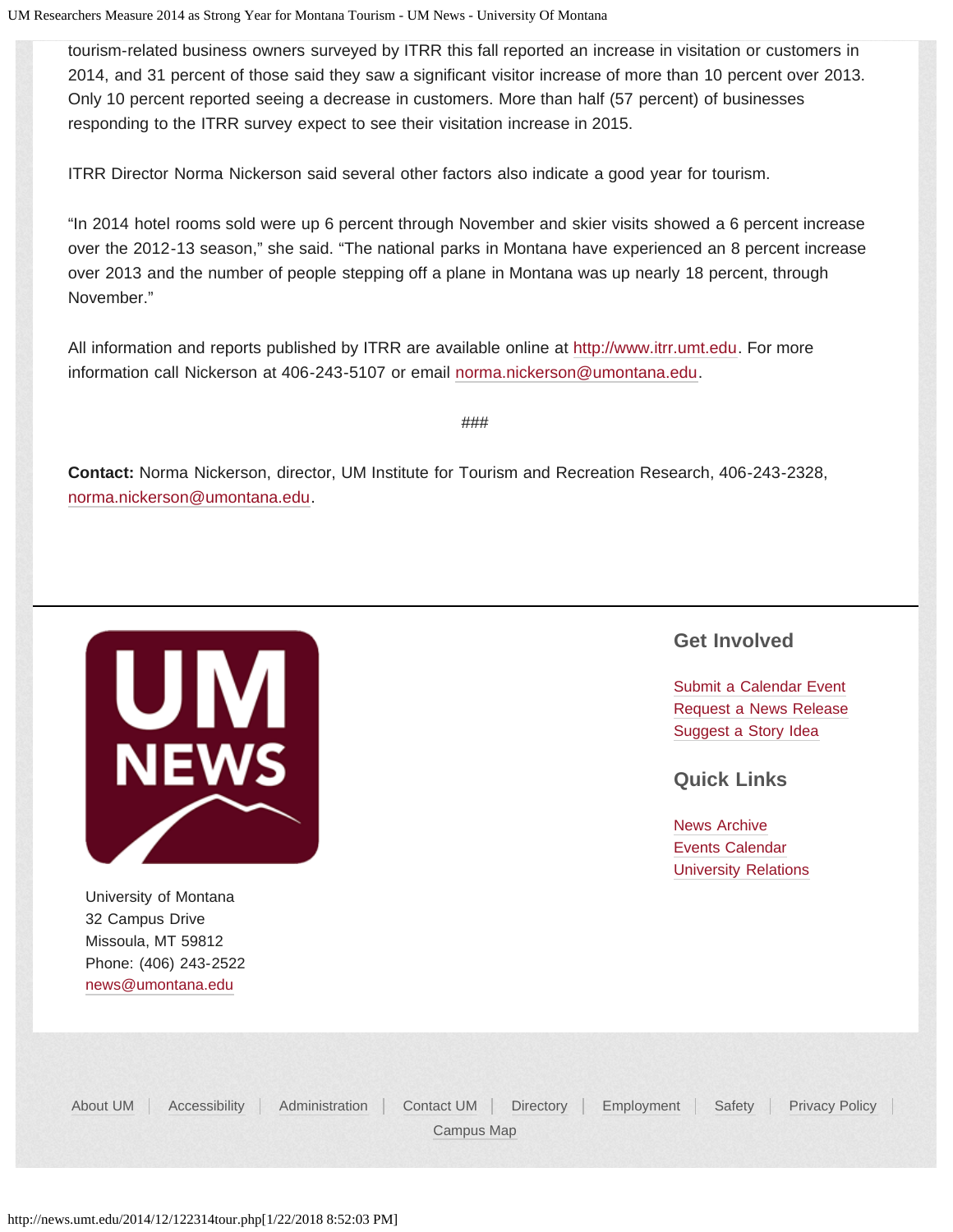tourism-related business owners surveyed by ITRR this fall reported an increase in visitation or customers in 2014, and 31 percent of those said they saw a significant visitor increase of more than 10 percent over 2013. Only 10 percent reported seeing a decrease in customers. More than half (57 percent) of businesses responding to the ITRR survey expect to see their visitation increase in 2015.

ITRR Director Norma Nickerson said several other factors also indicate a good year for tourism.

"In 2014 hotel rooms sold were up 6 percent through November and skier visits showed a 6 percent increase over the 2012-13 season," she said. "The national parks in Montana have experienced an 8 percent increase over 2013 and the number of people stepping off a plane in Montana was up nearly 18 percent, through November."

All information and reports published by ITRR are available online at http://www.itrr.umt.edu. For more information call Nickerson at 406-243-5107 or email norma.nickerson@umontana.edu.

###

**Contact:** Norma Nickerson, director, UM Institute for Tourism and Recreation Research, 406-243-2328, norma.nickerson@umontana.edu.

University of Montana
32 Campus Drive
Missoula, MT 59812
Phone: (406) 243-2522
news@umontana.edu

## Get Involved

Submit a Calendar Event
Request a News Release
Suggest a Story Idea

## Quick Links

News Archive
Events Calendar
University Relations

About UM | Accessibility | Administration | Contact UM | Directory | Employment | Safety | Privacy Policy | Campus Map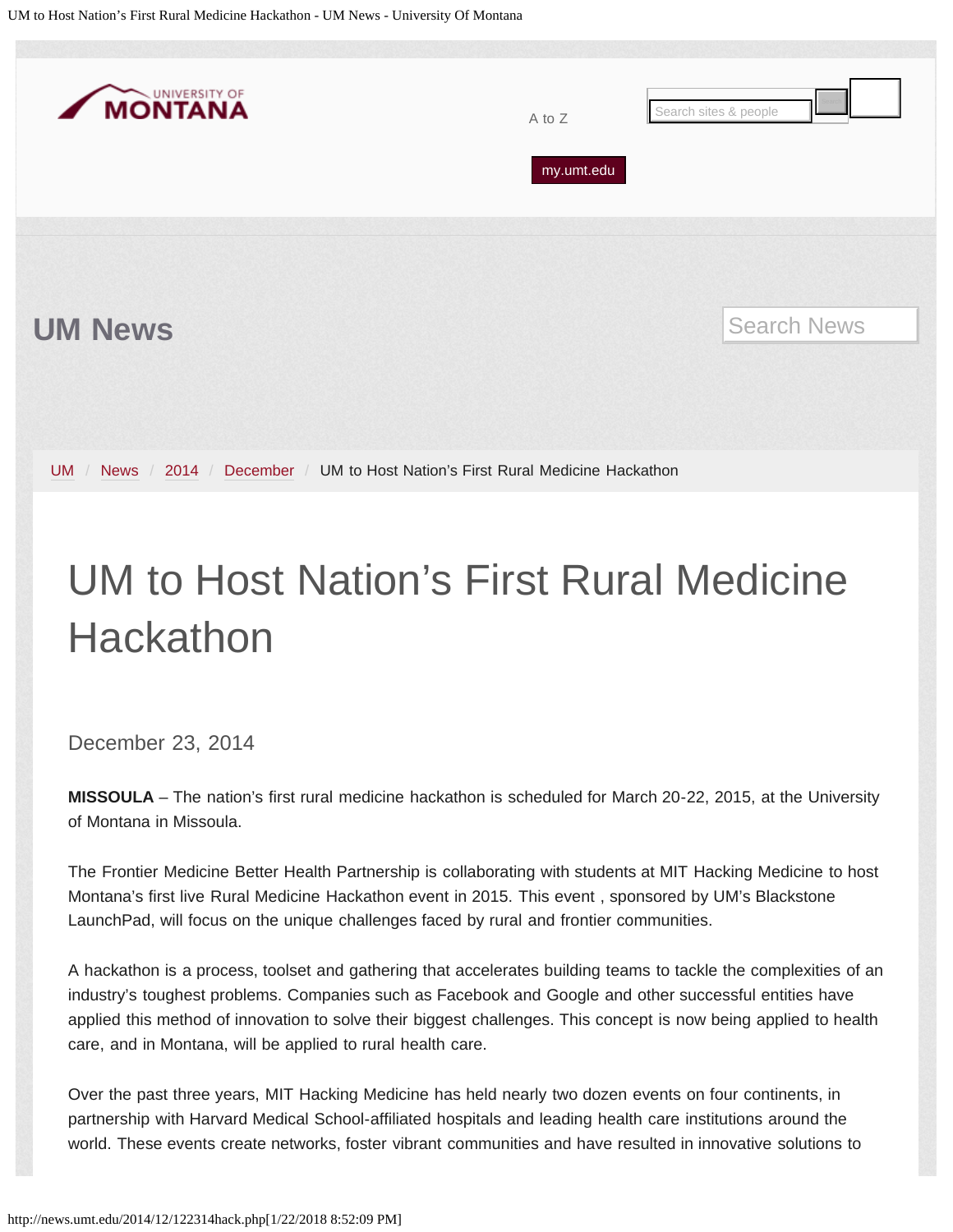UM News

UM / News / 2014 / December / UM to Host Nation's First Rural Medicine Hackathon

# UM to Host Nation's First Rural Medicine Hackathon

December 23, 2014

**MISSOULA** – The nation's first rural medicine hackathon is scheduled for March 20-22, 2015, at the University of Montana in Missoula.

The Frontier Medicine Better Health Partnership is collaborating with students at MIT Hacking Medicine to host Montana's first live Rural Medicine Hackathon event in 2015. This event , sponsored by UM's Blackstone LaunchPad, will focus on the unique challenges faced by rural and frontier communities.

A hackathon is a process, toolset and gathering that accelerates building teams to tackle the complexities of an industry's toughest problems. Companies such as Facebook and Google and other successful entities have applied this method of innovation to solve their biggest challenges. This concept is now being applied to health care, and in Montana, will be applied to rural health care.

Over the past three years, MIT Hacking Medicine has held nearly two dozen events on four continents, in partnership with Harvard Medical School-affiliated hospitals and leading health care institutions around the world. These events create networks, foster vibrant communities and have resulted in innovative solutions to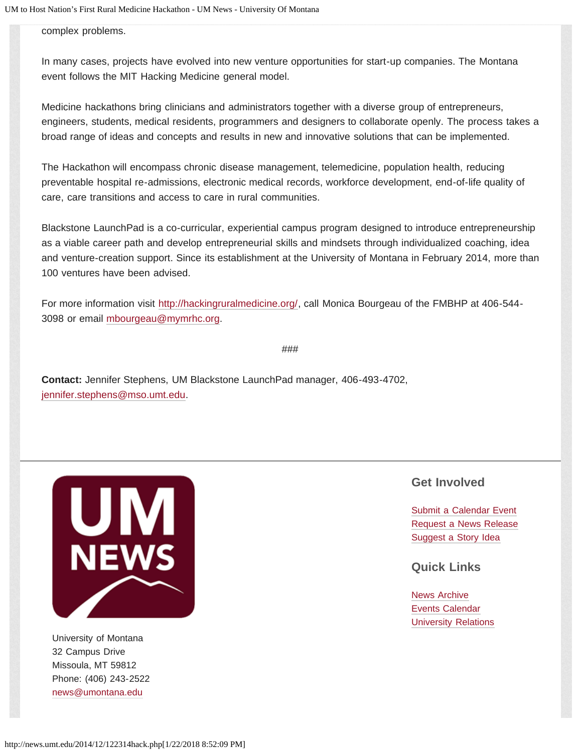complex problems.

In many cases, projects have evolved into new venture opportunities for start-up companies. The Montana event follows the MIT Hacking Medicine general model.

Medicine hackathons bring clinicians and administrators together with a diverse group of entrepreneurs, engineers, students, medical residents, programmers and designers to collaborate openly. The process takes a broad range of ideas and concepts and results in new and innovative solutions that can be implemented.

The Hackathon will encompass chronic disease management, telemedicine, population health, reducing preventable hospital re-admissions, electronic medical records, workforce development, end-of-life quality of care, care transitions and access to care in rural communities.

Blackstone LaunchPad is a co-curricular, experiential campus program designed to introduce entrepreneurship as a viable career path and develop entrepreneurial skills and mindsets through individualized coaching, idea and venture-creation support. Since its establishment at the University of Montana in February 2014, more than 100 ventures have been advised.

For more information visit http://hackingruralmedicine.org/, call Monica Bourgeau of the FMBHP at 406-544-3098 or email mbourgeau@mymrhc.org.

###

**Contact:** Jennifer Stephens, UM Blackstone LaunchPad manager, 406-493-4702, jennifer.stephens@mso.umt.edu.

UM NEWS

University of Montana
32 Campus Drive
Missoula, MT 59812
Phone: (406) 243-2522
news@umontana.edu

## Get Involved

Submit a Calendar Event
Request a News Release
Suggest a Story Idea

## Quick Links

News Archive
Events Calendar
University Relations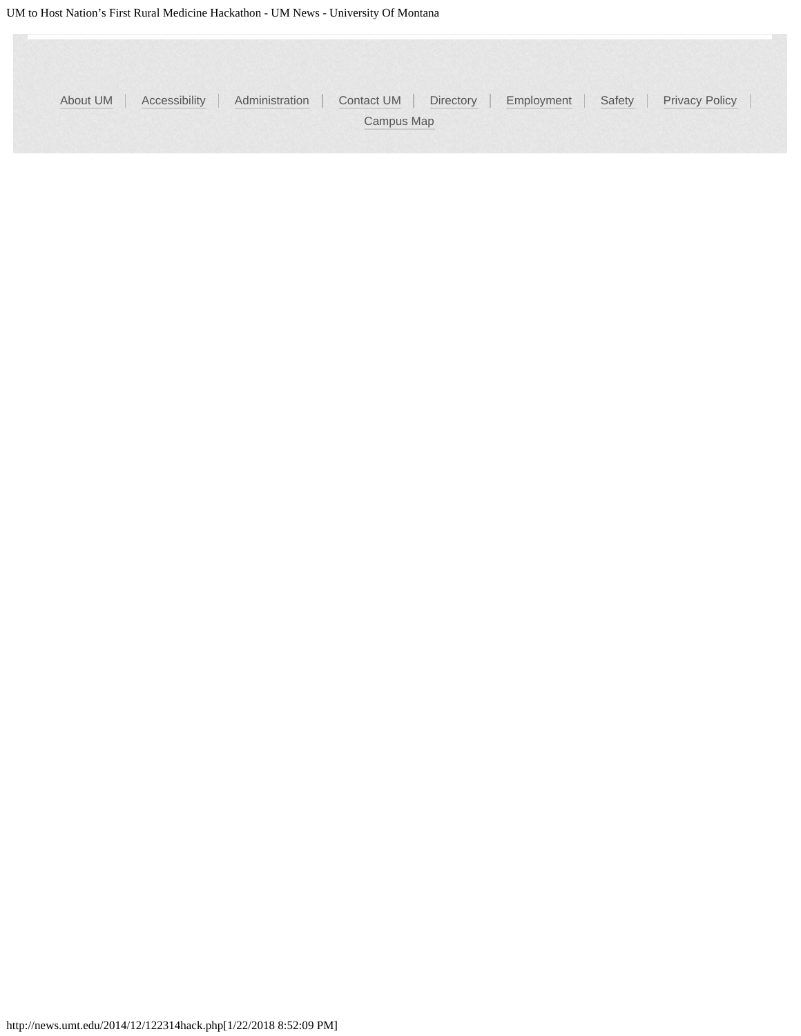About UM | Accessibility | Administration | Contact UM | Directory | Employment | Safety | Privacy Policy | Campus Map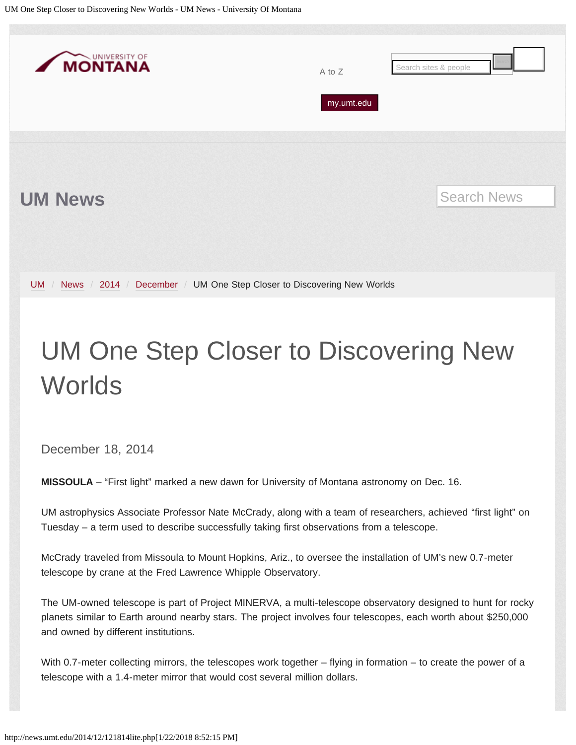# UM One Step Closer to Discovering New Worlds

December 18, 2014

**MISSOULA** – “First light” marked a new dawn for University of Montana astronomy on Dec. 16.

UM astrophysics Associate Professor Nate McCrady, along with a team of researchers, achieved “first light” on Tuesday – a term used to describe successfully taking first observations from a telescope.

McCrady traveled from Missoula to Mount Hopkins, Ariz., to oversee the installation of UM’s new 0.7-meter telescope by crane at the Fred Lawrence Whipple Observatory.

The UM-owned telescope is part of Project MINERVA, a multi-telescope observatory designed to hunt for rocky planets similar to Earth around nearby stars. The project involves four telescopes, each worth about $250,000 and owned by different institutions.

With 0.7-meter collecting mirrors, the telescopes work together – flying in formation – to create the power of a telescope with a 1.4-meter mirror that would cost several million dollars.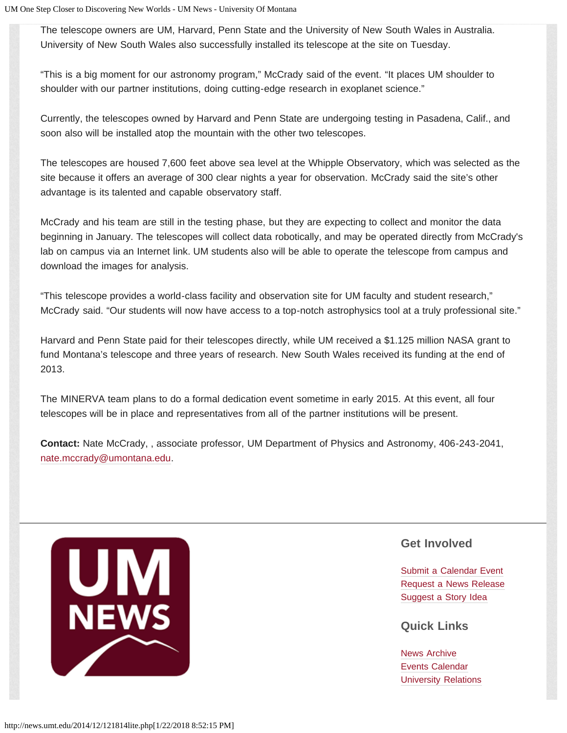The telescope owners are UM, Harvard, Penn State and the University of New South Wales in Australia. University of New South Wales also successfully installed its telescope at the site on Tuesday.

"This is a big moment for our astronomy program," McCrady said of the event. "It places UM shoulder to shoulder with our partner institutions, doing cutting-edge research in exoplanet science."

Currently, the telescopes owned by Harvard and Penn State are undergoing testing in Pasadena, Calif., and soon also will be installed atop the mountain with the other two telescopes.

The telescopes are housed 7,600 feet above sea level at the Whipple Observatory, which was selected as the site because it offers an average of 300 clear nights a year for observation. McCrady said the site's other advantage is its talented and capable observatory staff.

McCrady and his team are still in the testing phase, but they are expecting to collect and monitor the data beginning in January. The telescopes will collect data robotically, and may be operated directly from McCrady's lab on campus via an Internet link. UM students also will be able to operate the telescope from campus and download the images for analysis.

"This telescope provides a world-class facility and observation site for UM faculty and student research," McCrady said. "Our students will now have access to a top-notch astrophysics tool at a truly professional site."

Harvard and Penn State paid for their telescopes directly, while UM received a $1.125 million NASA grant to fund Montana's telescope and three years of research. New South Wales received its funding at the end of 2013.

The MINERVA team plans to do a formal dedication event sometime in early 2015. At this event, all four telescopes will be in place and representatives from all of the partner institutions will be present.

**Contact:** Nate McCrady, , associate professor, UM Department of Physics and Astronomy, 406-243-2041, nate.mccrady@umontana.edu.

UM NEWS

## Get Involved

- Submit a Calendar Event
- Request a News Release
- Suggest a Story Idea

## Quick Links

- News Archive
- Events Calendar
- University Relations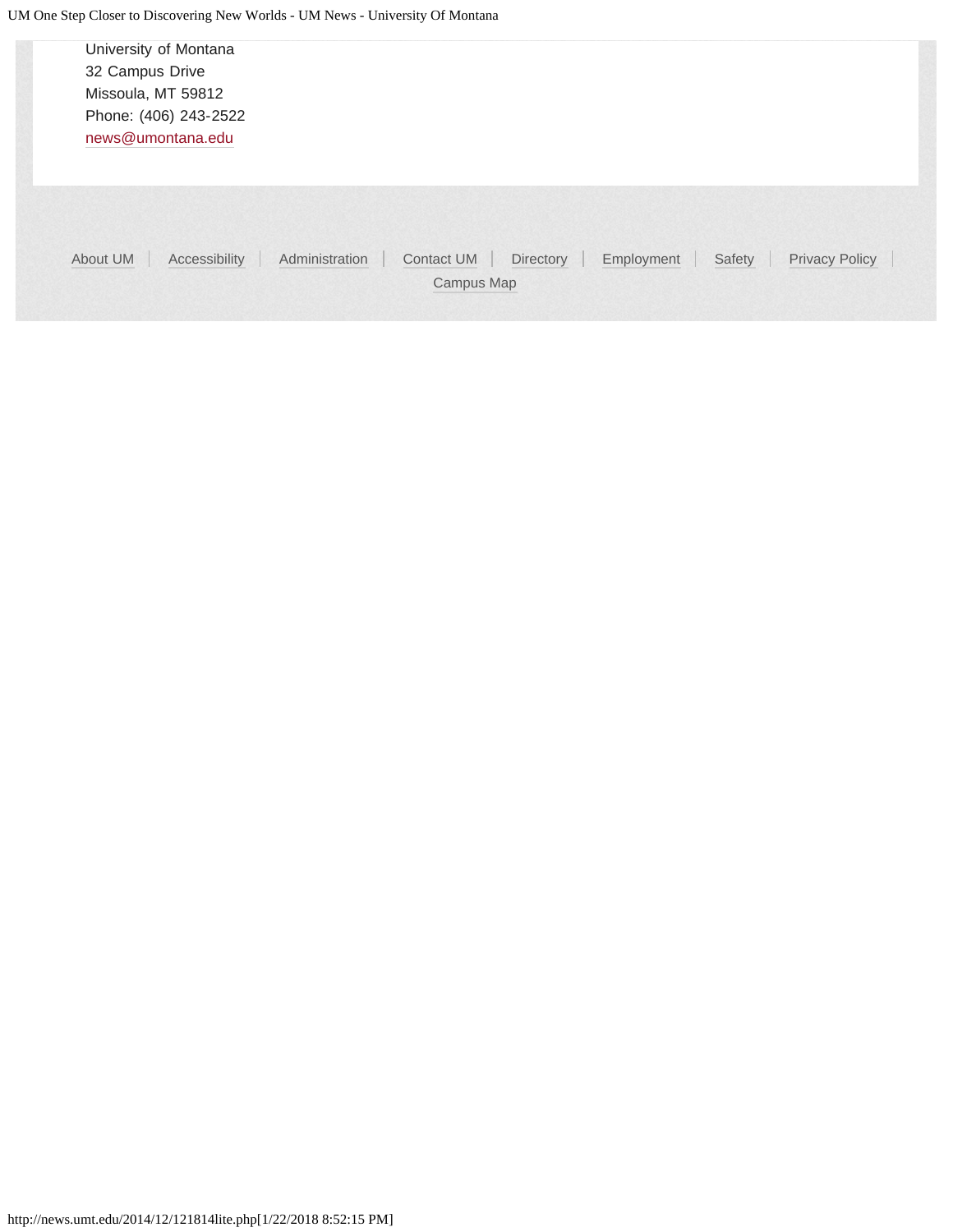University of Montana
32 Campus Drive
Missoula, MT 59812
Phone: (406) 243-2522
news@umontana.edu

About UM | Accessibility | Administration | Contact UM | Directory | Employment | Safety | Privacy Policy | Campus Map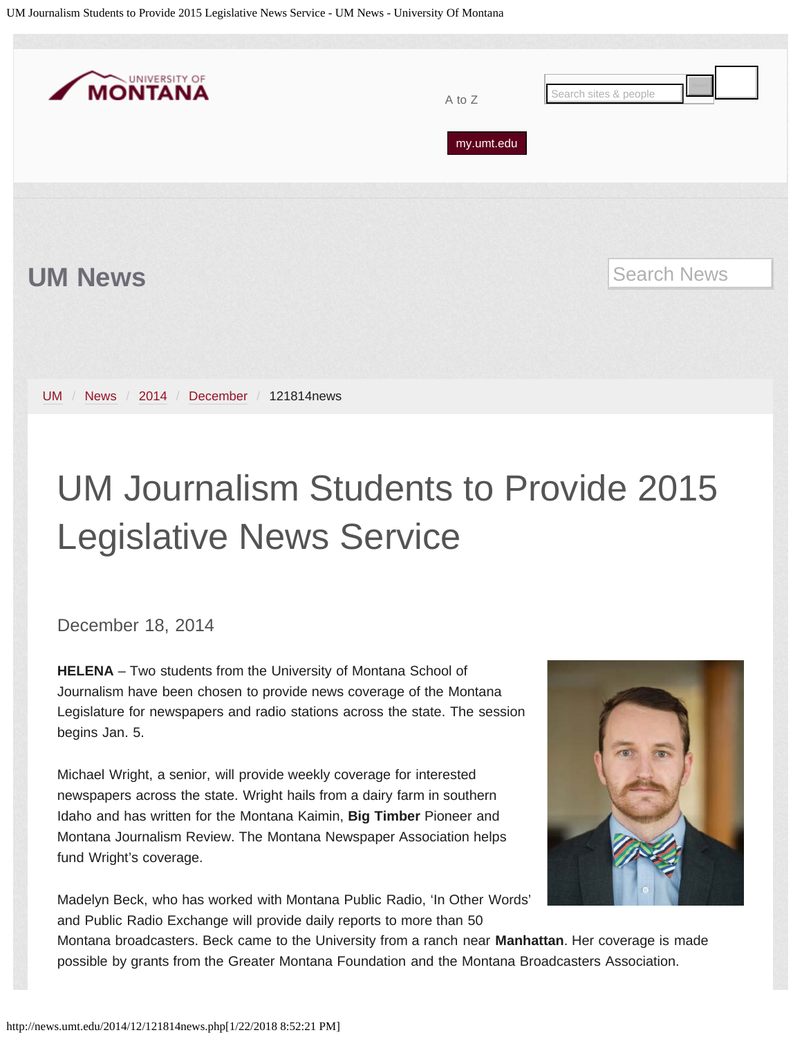UM News

UM / News / 2014 / December / 121814news

# UM Journalism Students to Provide 2015 Legislative News Service

December 18, 2014

**HELENA** – Two students from the University of Montana School of Journalism have been chosen to provide news coverage of the Montana Legislature for newspapers and radio stations across the state. The session begins Jan. 5.

Michael Wright, a senior, will provide weekly coverage for interested newspapers across the state. Wright hails from a dairy farm in southern Idaho and has written for the Montana Kaimin, **Big Timber** Pioneer and Montana Journalism Review. The Montana Newspaper Association helps fund Wright's coverage.

Madelyn Beck, who has worked with Montana Public Radio, 'In Other Words' and Public Radio Exchange will provide daily reports to more than 50 Montana broadcasters. Beck came to the University from a ranch near **Manhattan**. Her coverage is made possible by grants from the Greater Montana Foundation and the Montana Broadcasters Association.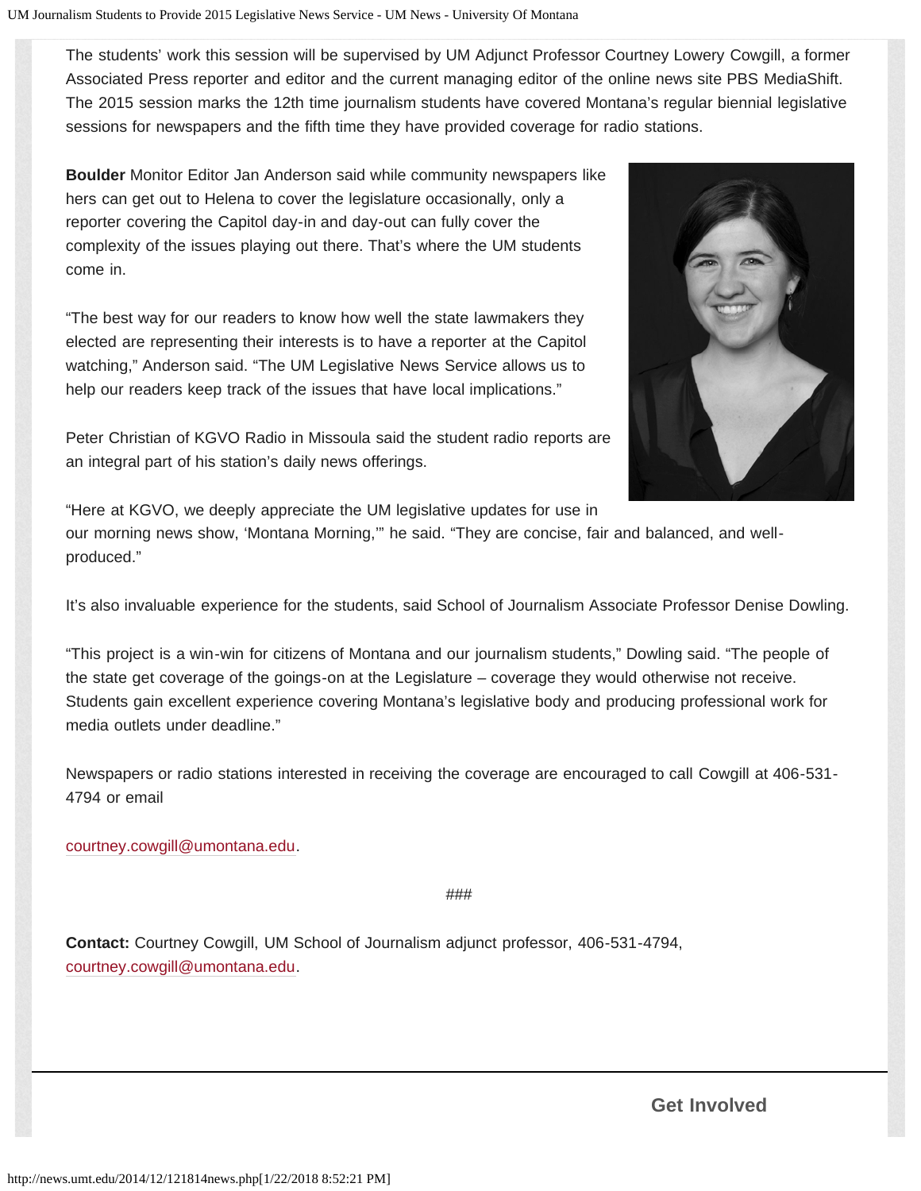The students' work this session will be supervised by UM Adjunct Professor Courtney Lowery Cowgill, a former Associated Press reporter and editor and the current managing editor of the online news site PBS MediaShift. The 2015 session marks the 12th time journalism students have covered Montana's regular biennial legislative sessions for newspapers and the fifth time they have provided coverage for radio stations.

**Boulder** Monitor Editor Jan Anderson said while community newspapers like hers can get out to Helena to cover the legislature occasionally, only a reporter covering the Capitol day-in and day-out can fully cover the complexity of the issues playing out there. That's where the UM students come in.

"The best way for our readers to know how well the state lawmakers they elected are representing their interests is to have a reporter at the Capitol watching," Anderson said. "The UM Legislative News Service allows us to help our readers keep track of the issues that have local implications."

Peter Christian of KGVO Radio in Missoula said the student radio reports are an integral part of his station's daily news offerings.

"Here at KGVO, we deeply appreciate the UM legislative updates for use in our morning news show, 'Montana Morning,'" he said. "They are concise, fair and balanced, and well-produced."

It's also invaluable experience for the students, said School of Journalism Associate Professor Denise Dowling.

"This project is a win-win for citizens of Montana and our journalism students," Dowling said. "The people of the state get coverage of the goings-on at the Legislature – coverage they would otherwise not receive. Students gain excellent experience covering Montana's legislative body and producing professional work for media outlets under deadline."

Newspapers or radio stations interested in receiving the coverage are encouraged to call Cowgill at 406-531-4794 or email

courtney.cowgill@umontana.edu.

###

**Contact:** Courtney Cowgill, UM School of Journalism adjunct professor, 406-531-4794, courtney.cowgill@umontana.edu.

**Get Involved**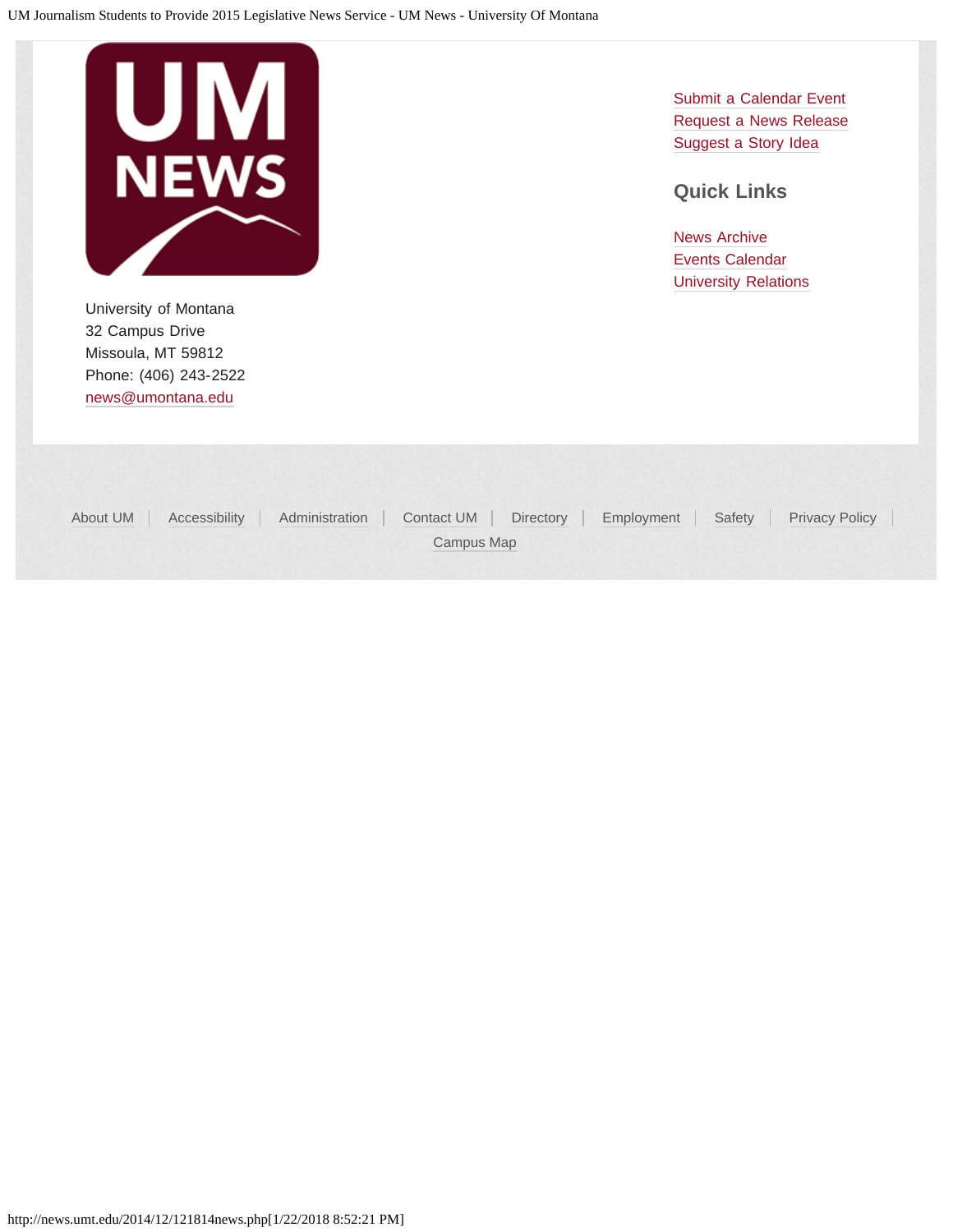University of Montana
32 Campus Drive
Missoula, MT 59812
Phone: (406) 243-2522
news@umontana.edu

Submit a Calendar Event
Request a News Release
Suggest a Story Idea

### Quick Links

News Archive
Events Calendar
University Relations

About UM | Accessibility | Administration | Contact UM | Directory | Employment | Safety | Privacy Policy | Campus Map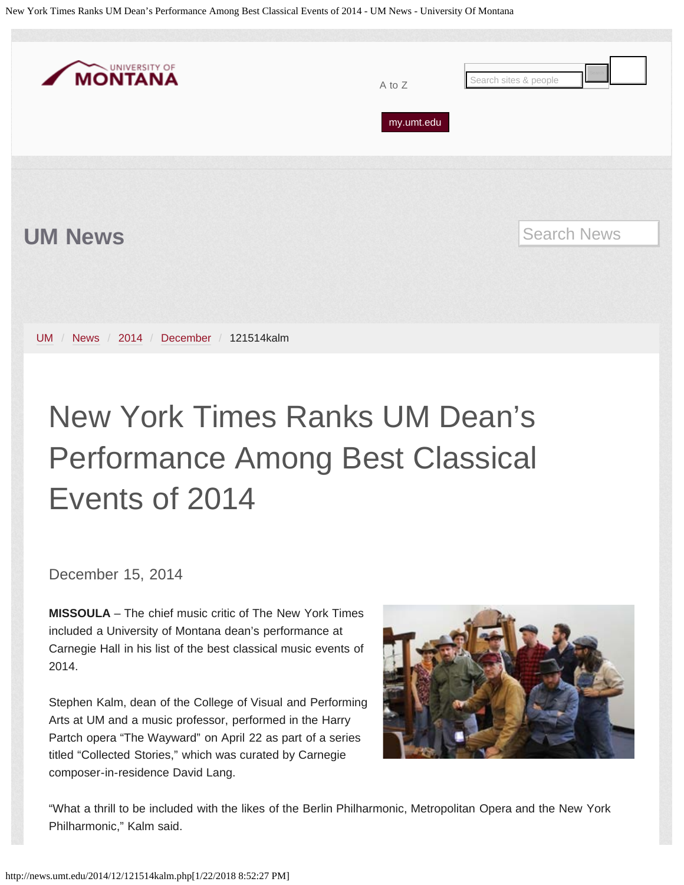UM News

UM / News / 2014 / December / 121514kalm

# New York Times Ranks UM Dean's Performance Among Best Classical Events of 2014

December 15, 2014

**MISSOULA** – The chief music critic of The New York Times included a University of Montana dean's performance at Carnegie Hall in his list of the best classical music events of 2014.

Stephen Kalm, dean of the College of Visual and Performing Arts at UM and a music professor, performed in the Harry Partch opera "The Wayward" on April 22 as part of a series titled "Collected Stories," which was curated by Carnegie composer-in-residence David Lang.

"What a thrill to be included with the likes of the Berlin Philharmonic, Metropolitan Opera and the New York Philharmonic," Kalm said.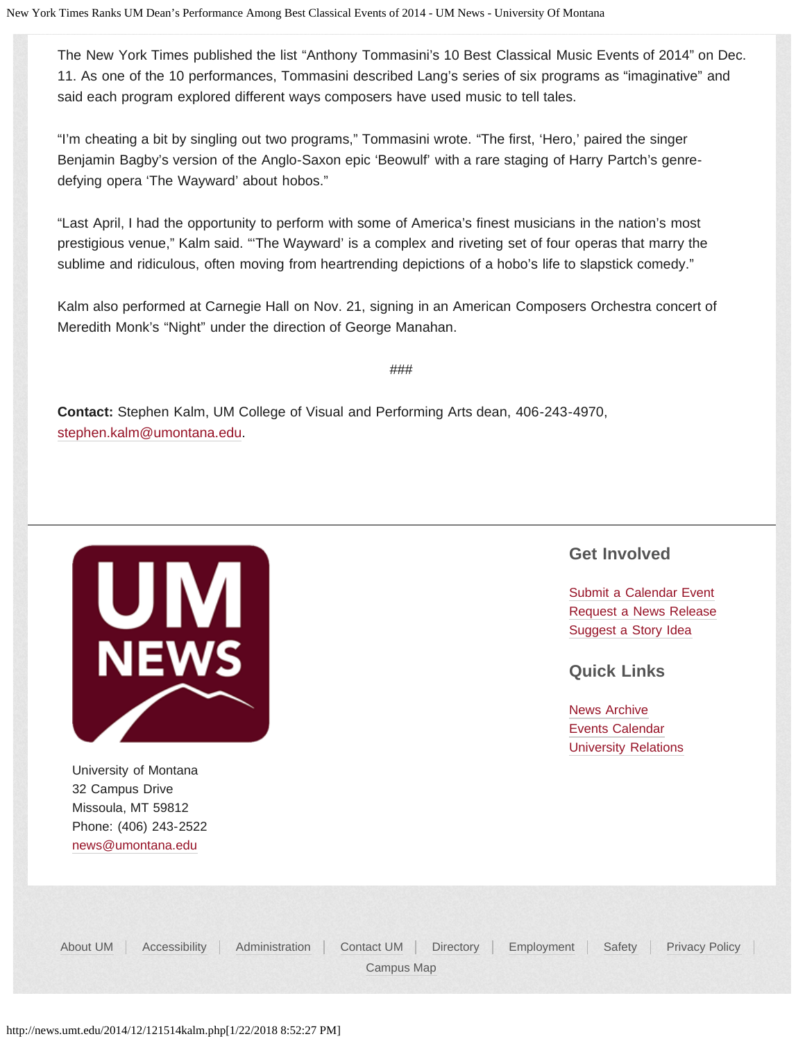The New York Times published the list “Anthony Tommasini’s 10 Best Classical Music Events of 2014” on Dec. 11. As one of the 10 performances, Tommasini described Lang’s series of six programs as “imaginative” and said each program explored different ways composers have used music to tell tales.

“I’m cheating a bit by singling out two programs,” Tommasini wrote. “The first, ‘Hero,’ paired the singer Benjamin Bagby’s version of the Anglo-Saxon epic ‘Beowulf’ with a rare staging of Harry Partch’s genre-defying opera ‘The Wayward’ about hobos.”

“Last April, I had the opportunity to perform with some of America’s finest musicians in the nation’s most prestigious venue,” Kalm said. “‘The Wayward’ is a complex and riveting set of four operas that marry the sublime and ridiculous, often moving from heartrending depictions of a hobo’s life to slapstick comedy.”

Kalm also performed at Carnegie Hall on Nov. 21, signing in an American Composers Orchestra concert of Meredith Monk’s “Night” under the direction of George Manahan.

###

**Contact:** Stephen Kalm, UM College of Visual and Performing Arts dean, 406-243-4970, stephen.kalm@umontana.edu.

University of Montana
32 Campus Drive
Missoula, MT 59812
Phone: (406) 243-2522
news@umontana.edu

## Get Involved

Submit a Calendar Event
Request a News Release
Suggest a Story Idea

## Quick Links

News Archive
Events Calendar
University Relations

About UM | Accessibility | Administration | Contact UM | Directory | Employment | Safety | Privacy Policy | Campus Map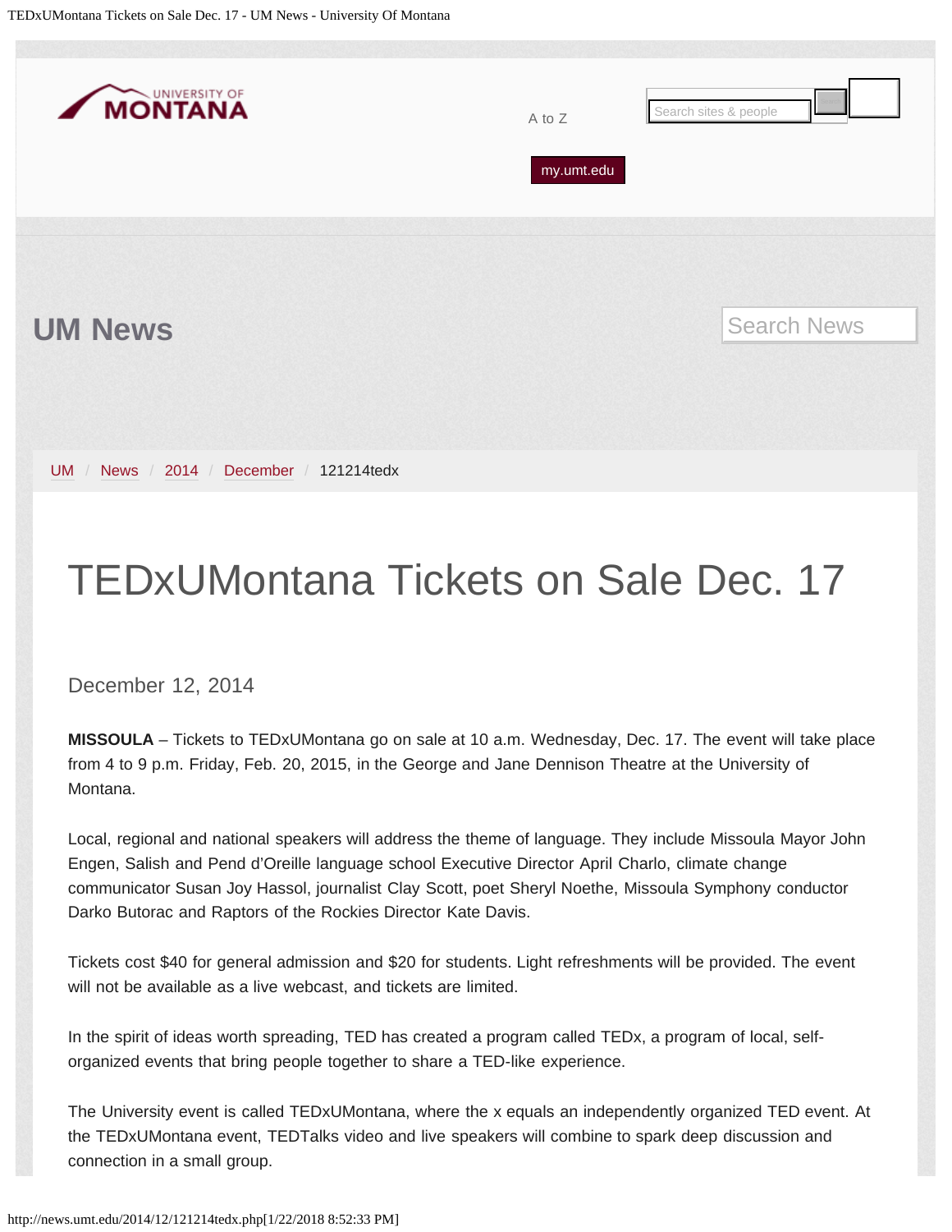UM News

UM / News / 2014 / December / 121214tedx

# TEDxUMontana Tickets on Sale Dec. 17

December 12, 2014

**MISSOULA** – Tickets to TEDxUMontana go on sale at 10 a.m. Wednesday, Dec. 17. The event will take place from 4 to 9 p.m. Friday, Feb. 20, 2015, in the George and Jane Dennison Theatre at the University of Montana.

Local, regional and national speakers will address the theme of language. They include Missoula Mayor John Engen, Salish and Pend d'Oreille language school Executive Director April Charlo, climate change communicator Susan Joy Hassol, journalist Clay Scott, poet Sheryl Noethe, Missoula Symphony conductor Darko Butorac and Raptors of the Rockies Director Kate Davis.

Tickets cost $40 for general admission and $20 for students. Light refreshments will be provided. The event will not be available as a live webcast, and tickets are limited.

In the spirit of ideas worth spreading, TED has created a program called TEDx, a program of local, self-organized events that bring people together to share a TED-like experience.

The University event is called TEDxUMontana, where the x equals an independently organized TED event. At the TEDxUMontana event, TEDTalks video and live speakers will combine to spark deep discussion and connection in a small group.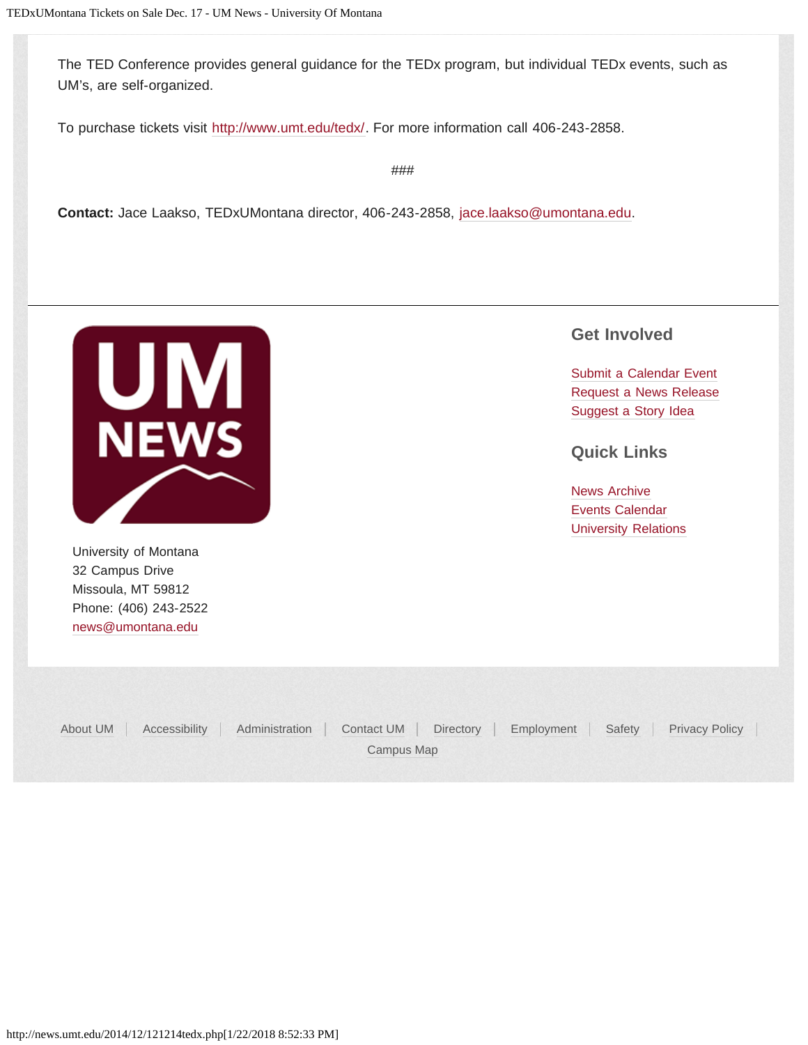The TED Conference provides general guidance for the TEDx program, but individual TEDx events, such as UM's, are self-organized.

To purchase tickets visit http://www.umt.edu/tedx/. For more information call 406-243-2858.

###

**Contact:** Jace Laakso, TEDxUMontana director, 406-243-2858, jace.laakso@umontana.edu.

UM NEWS

University of Montana
32 Campus Drive
Missoula, MT 59812
Phone: (406) 243-2522
news@umontana.edu

## Get Involved

Submit a Calendar Event
Request a News Release
Suggest a Story Idea

## Quick Links

News Archive
Events Calendar
University Relations

About UM | Accessibility | Administration | Contact UM | Directory | Employment | Safety | Privacy Policy | Campus Map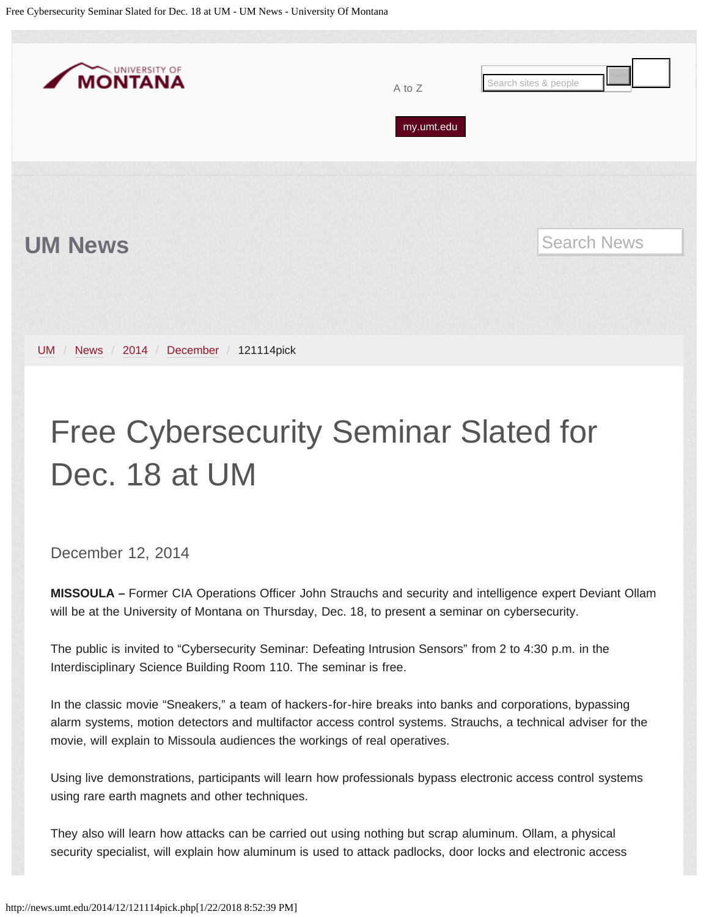UM News

UM / News / 2014 / December / 121114pick

# Free Cybersecurity Seminar Slated for Dec. 18 at UM

December 12, 2014

**MISSOULA –** Former CIA Operations Officer John Strauchs and security and intelligence expert Deviant Ollam will be at the University of Montana on Thursday, Dec. 18, to present a seminar on cybersecurity.

The public is invited to "Cybersecurity Seminar: Defeating Intrusion Sensors" from 2 to 4:30 p.m. in the Interdisciplinary Science Building Room 110. The seminar is free.

In the classic movie "Sneakers," a team of hackers-for-hire breaks into banks and corporations, bypassing alarm systems, motion detectors and multifactor access control systems. Strauchs, a technical adviser for the movie, will explain to Missoula audiences the workings of real operatives.

Using live demonstrations, participants will learn how professionals bypass electronic access control systems using rare earth magnets and other techniques.

They also will learn how attacks can be carried out using nothing but scrap aluminum. Ollam, a physical security specialist, will explain how aluminum is used to attack padlocks, door locks and electronic access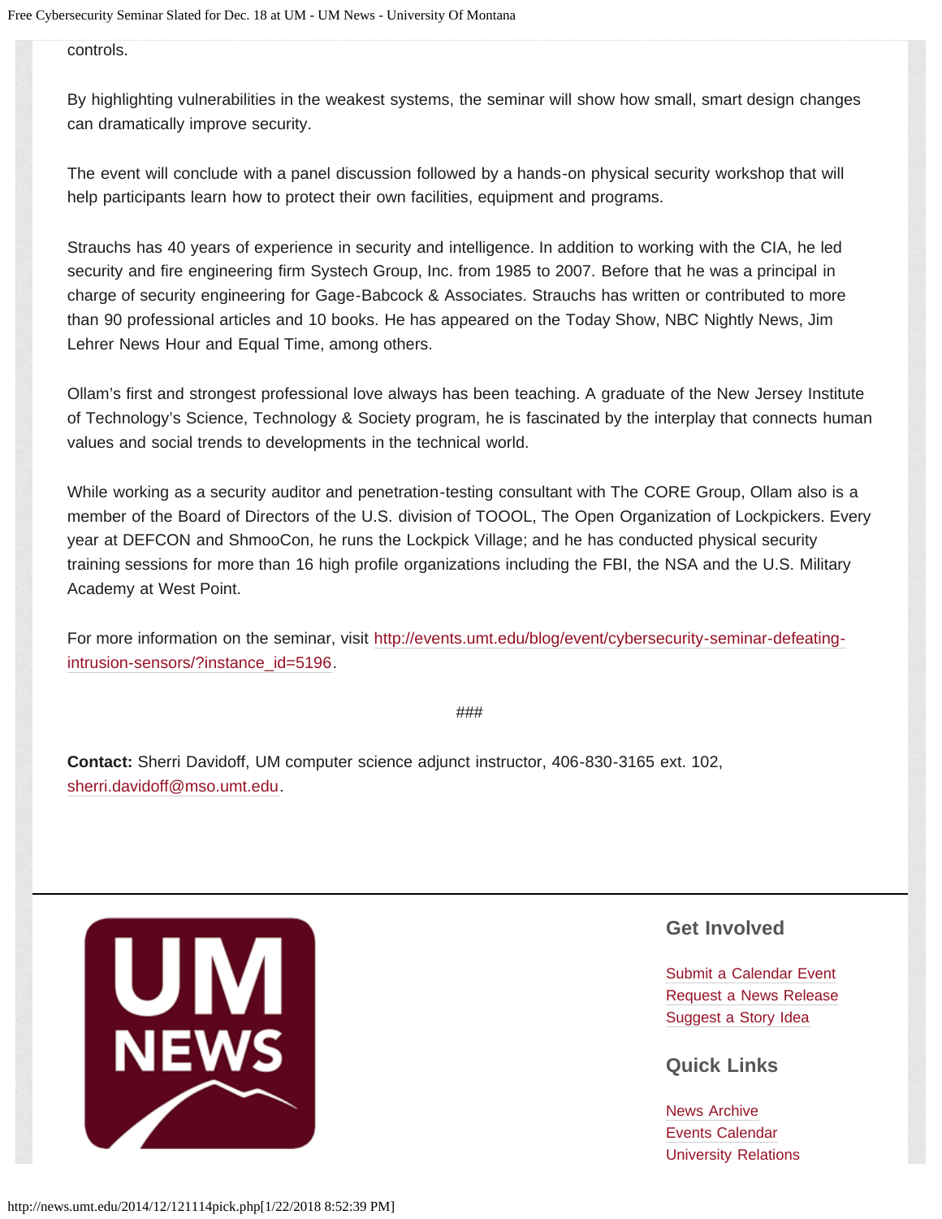controls.

By highlighting vulnerabilities in the weakest systems, the seminar will show how small, smart design changes can dramatically improve security.

The event will conclude with a panel discussion followed by a hands-on physical security workshop that will help participants learn how to protect their own facilities, equipment and programs.

Strauchs has 40 years of experience in security and intelligence. In addition to working with the CIA, he led security and fire engineering firm Systech Group, Inc. from 1985 to 2007. Before that he was a principal in charge of security engineering for Gage-Babcock & Associates. Strauchs has written or contributed to more than 90 professional articles and 10 books. He has appeared on the Today Show, NBC Nightly News, Jim Lehrer News Hour and Equal Time, among others.

Ollam's first and strongest professional love always has been teaching. A graduate of the New Jersey Institute of Technology's Science, Technology & Society program, he is fascinated by the interplay that connects human values and social trends to developments in the technical world.

While working as a security auditor and penetration-testing consultant with The CORE Group, Ollam also is a member of the Board of Directors of the U.S. division of TOOOL, The Open Organization of Lockpickers. Every year at DEFCON and ShmooCon, he runs the Lockpick Village; and he has conducted physical security training sessions for more than 16 high profile organizations including the FBI, the NSA and the U.S. Military Academy at West Point.

For more information on the seminar, visit http://events.umt.edu/blog/event/cybersecurity-seminar-defeating-intrusion-sensors/?instance_id=5196.

###

**Contact:** Sherri Davidoff, UM computer science adjunct instructor, 406-830-3165 ext. 102, sherri.davidoff@mso.umt.edu.

UM NEWS

## Get Involved

Submit a Calendar Event
Request a News Release
Suggest a Story Idea

## Quick Links

News Archive
Events Calendar
University Relations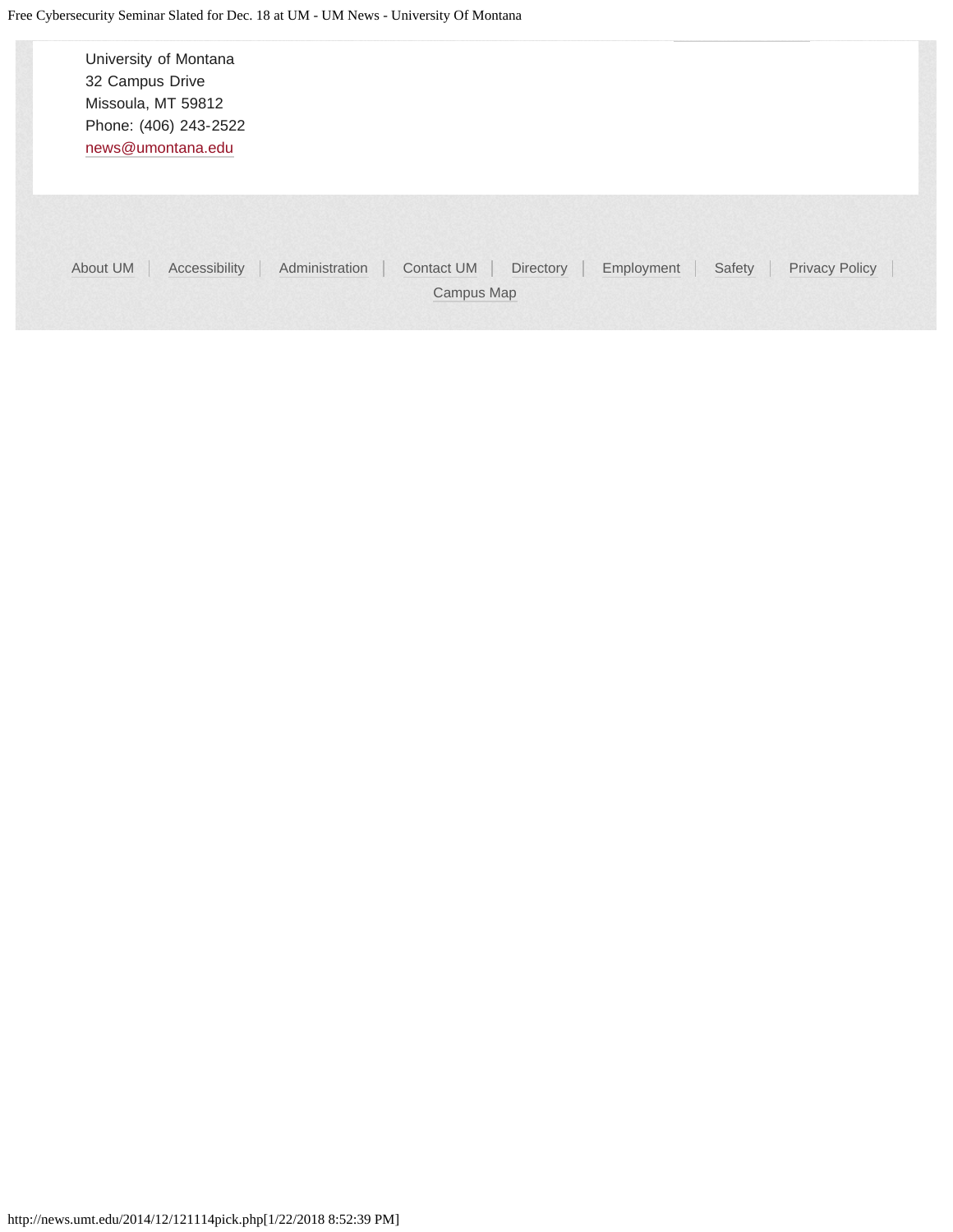University of Montana
32 Campus Drive
Missoula, MT 59812
Phone: (406) 243-2522
news@umontana.edu

About UM | Accessibility | Administration | Contact UM | Directory | Employment | Safety | Privacy Policy | Campus Map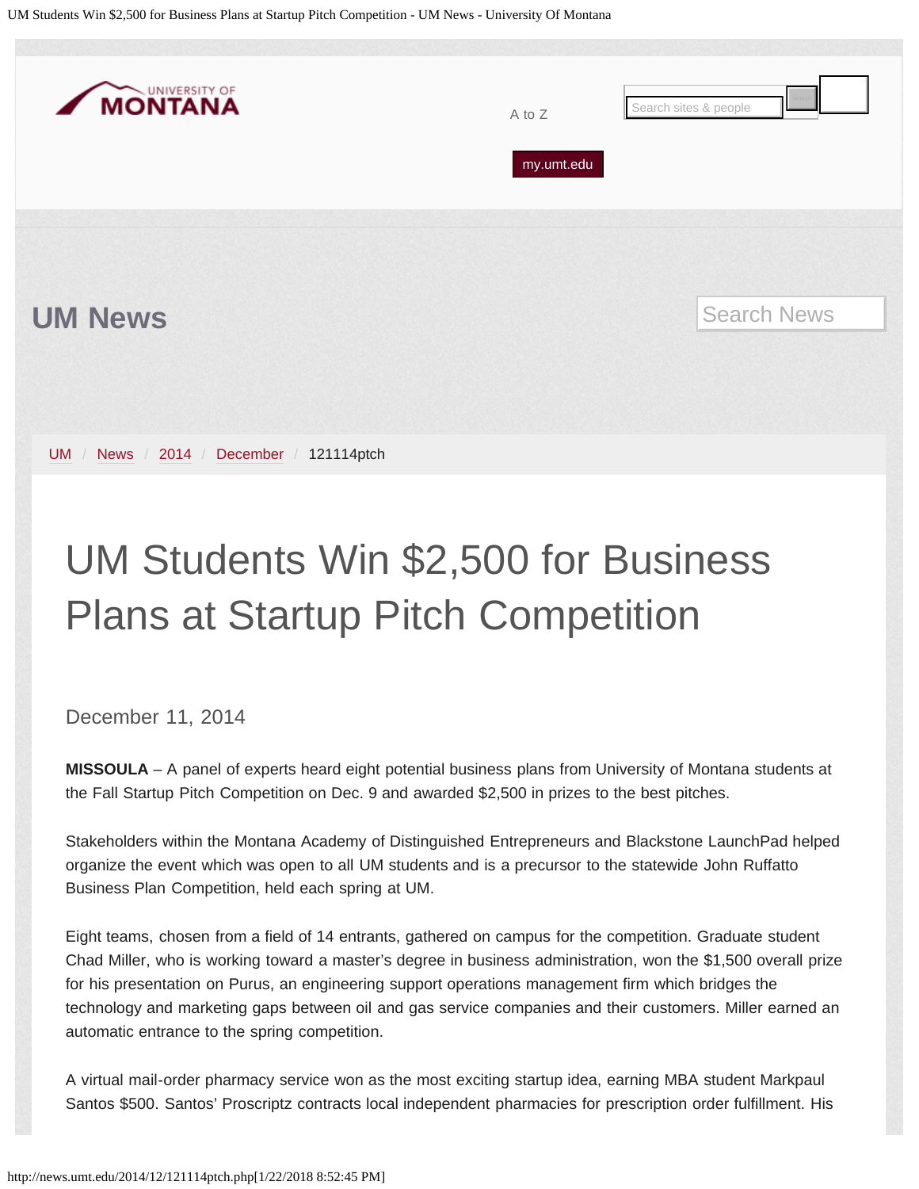UM Students Win $2,500 for Business Plans at Startup Pitch Competition - UM News - University Of Montana

UNIVERSITY OF MONTANA

A to Z

my.umt.edu

## UM News

UM / News / 2014 / December / 121114ptch

# UM Students Win $2,500 for Business Plans at Startup Pitch Competition

December 11, 2014

**MISSOULA** – A panel of experts heard eight potential business plans from University of Montana students at the Fall Startup Pitch Competition on Dec. 9 and awarded $2,500 in prizes to the best pitches.

Stakeholders within the Montana Academy of Distinguished Entrepreneurs and Blackstone LaunchPad helped organize the event which was open to all UM students and is a precursor to the statewide John Ruffatto Business Plan Competition, held each spring at UM.

Eight teams, chosen from a field of 14 entrants, gathered on campus for the competition. Graduate student Chad Miller, who is working toward a master's degree in business administration, won the $1,500 overall prize for his presentation on Purus, an engineering support operations management firm which bridges the technology and marketing gaps between oil and gas service companies and their customers. Miller earned an automatic entrance to the spring competition.

A virtual mail-order pharmacy service won as the most exciting startup idea, earning MBA student Markpaul Santos $500. Santos' Proscriptz contracts local independent pharmacies for prescription order fulfillment. His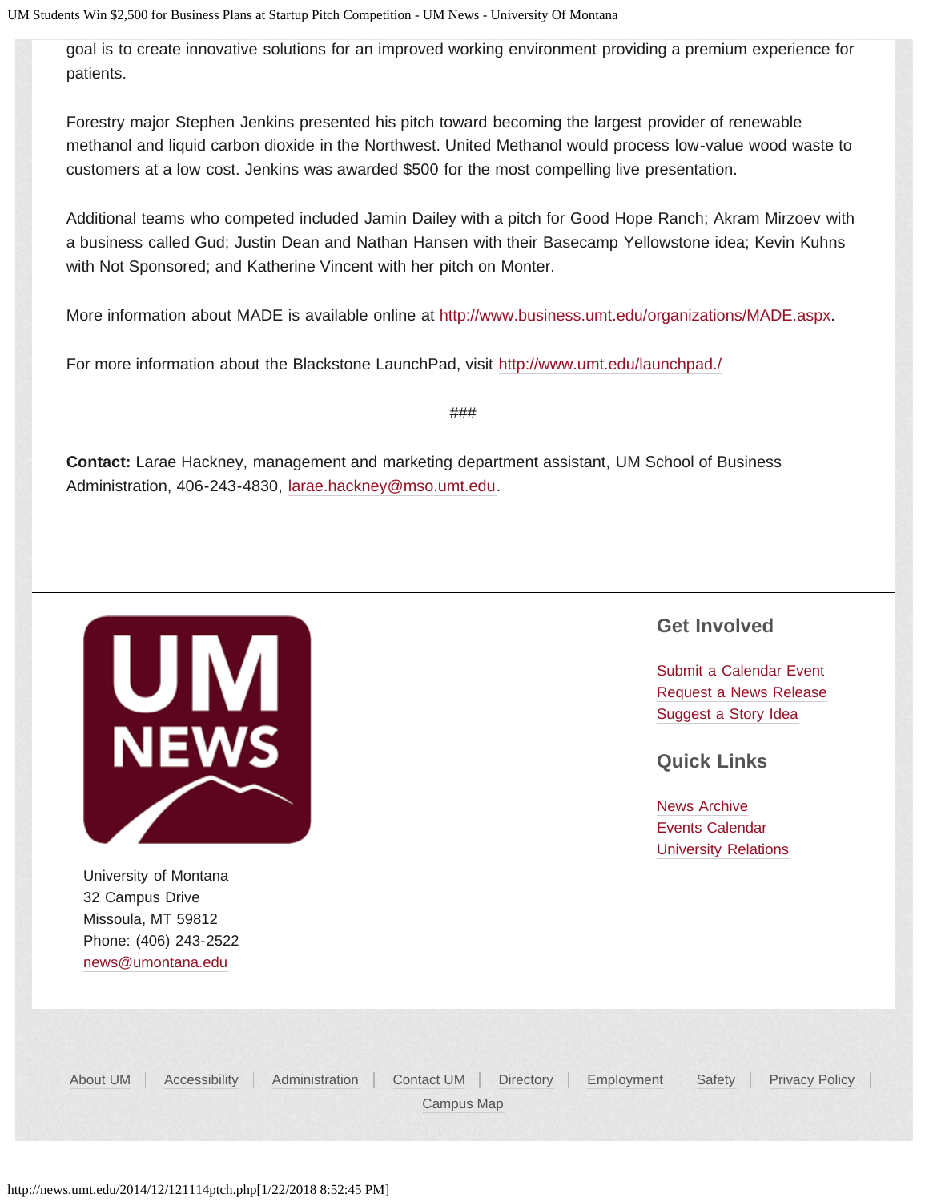goal is to create innovative solutions for an improved working environment providing a premium experience for patients.

Forestry major Stephen Jenkins presented his pitch toward becoming the largest provider of renewable methanol and liquid carbon dioxide in the Northwest. United Methanol would process low-value wood waste to customers at a low cost. Jenkins was awarded $500 for the most compelling live presentation.

Additional teams who competed included Jamin Dailey with a pitch for Good Hope Ranch; Akram Mirzoev with a business called Gud; Justin Dean and Nathan Hansen with their Basecamp Yellowstone idea; Kevin Kuhns with Not Sponsored; and Katherine Vincent with her pitch on Monter.

More information about MADE is available online at http://www.business.umt.edu/organizations/MADE.aspx.

For more information about the Blackstone LaunchPad, visit http://www.umt.edu/launchpad./

###

**Contact:** Larae Hackney, management and marketing department assistant, UM School of Business Administration, 406-243-4830, larae.hackney@mso.umt.edu.

University of Montana
32 Campus Drive
Missoula, MT 59812
Phone: (406) 243-2522
news@umontana.edu

## Get Involved

Submit a Calendar Event
Request a News Release
Suggest a Story Idea

## Quick Links

News Archive
Events Calendar
University Relations

About UM | Accessibility | Administration | Contact UM | Directory | Employment | Safety | Privacy Policy | Campus Map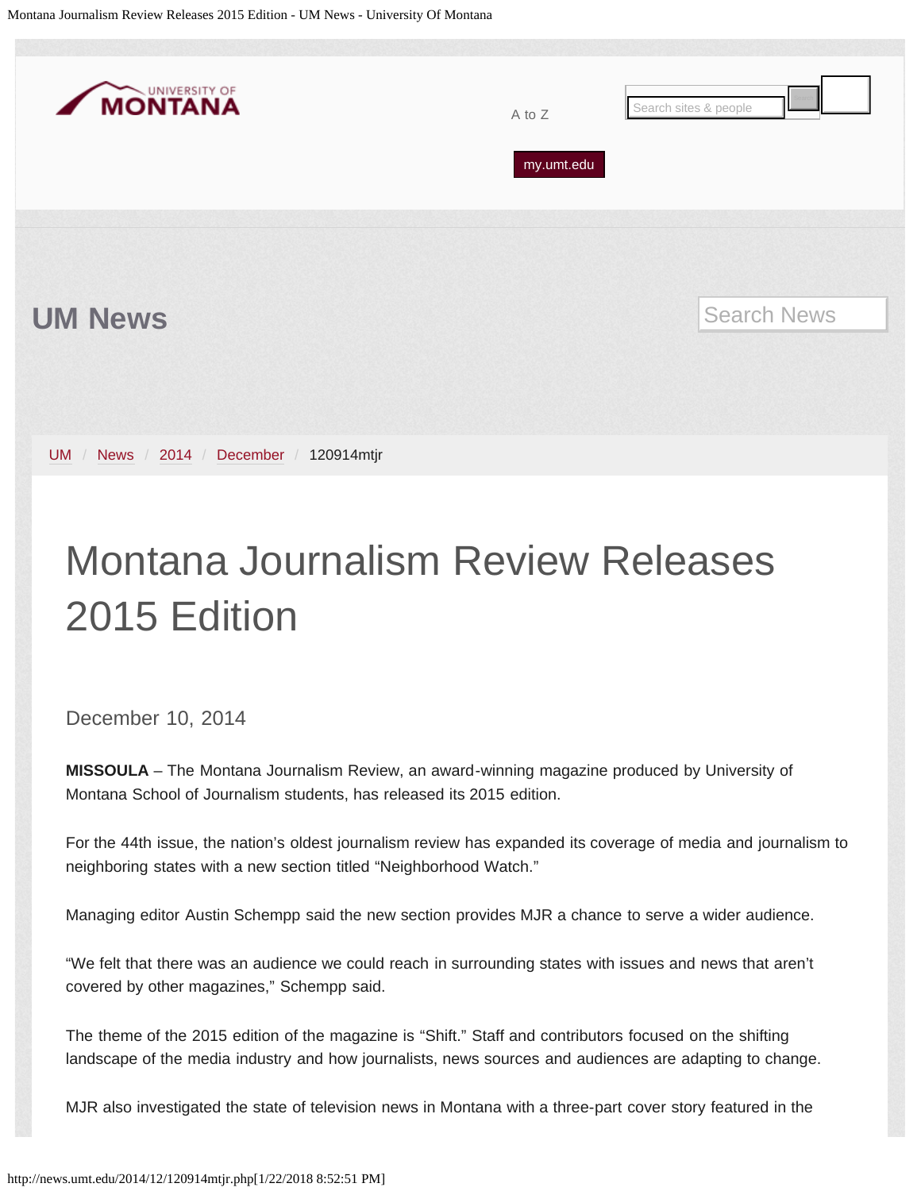# Montana Journalism Review Releases 2015 Edition

December 10, 2014

**MISSOULA** – The Montana Journalism Review, an award-winning magazine produced by University of Montana School of Journalism students, has released its 2015 edition.

For the 44th issue, the nation's oldest journalism review has expanded its coverage of media and journalism to neighboring states with a new section titled "Neighborhood Watch."

Managing editor Austin Schempp said the new section provides MJR a chance to serve a wider audience.

"We felt that there was an audience we could reach in surrounding states with issues and news that aren't covered by other magazines," Schempp said.

The theme of the 2015 edition of the magazine is "Shift." Staff and contributors focused on the shifting landscape of the media industry and how journalists, news sources and audiences are adapting to change.

MJR also investigated the state of television news in Montana with a three-part cover story featured in the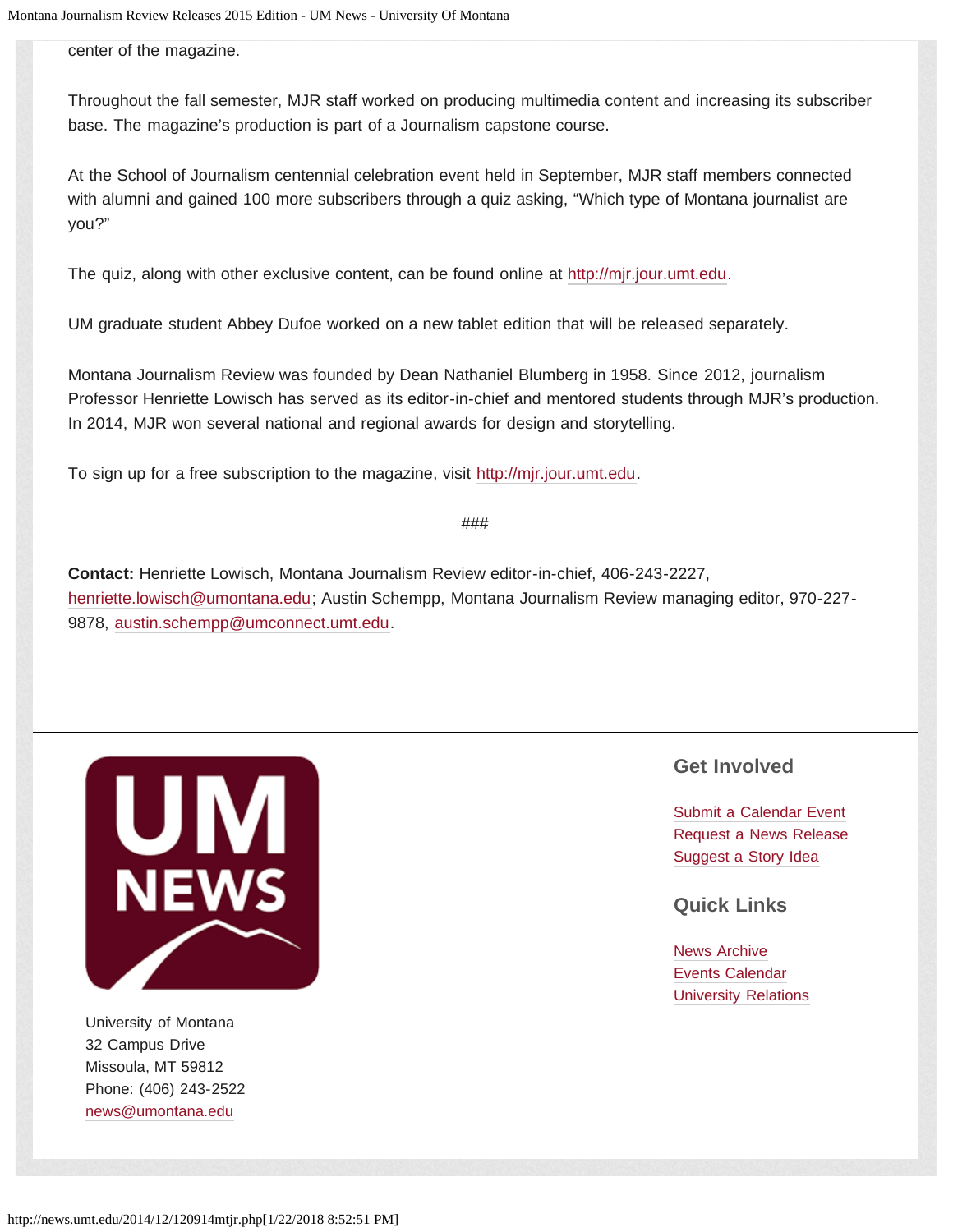center of the magazine.

Throughout the fall semester, MJR staff worked on producing multimedia content and increasing its subscriber base. The magazine's production is part of a Journalism capstone course.

At the School of Journalism centennial celebration event held in September, MJR staff members connected with alumni and gained 100 more subscribers through a quiz asking, "Which type of Montana journalist are you?"

The quiz, along with other exclusive content, can be found online at http://mjr.jour.umt.edu.

UM graduate student Abbey Dufoe worked on a new tablet edition that will be released separately.

Montana Journalism Review was founded by Dean Nathaniel Blumberg in 1958. Since 2012, journalism Professor Henriette Lowisch has served as its editor-in-chief and mentored students through MJR's production. In 2014, MJR won several national and regional awards for design and storytelling.

To sign up for a free subscription to the magazine, visit http://mjr.jour.umt.edu.

###

**Contact:** Henriette Lowisch, Montana Journalism Review editor-in-chief, 406-243-2227, henriette.lowisch@umontana.edu; Austin Schempp, Montana Journalism Review managing editor, 970-227-9878, austin.schempp@umconnect.umt.edu.

UM NEWS

University of Montana
32 Campus Drive
Missoula, MT 59812
Phone: (406) 243-2522
news@umontana.edu

## Get Involved

Submit a Calendar Event
Request a News Release
Suggest a Story Idea

## Quick Links

News Archive
Events Calendar
University Relations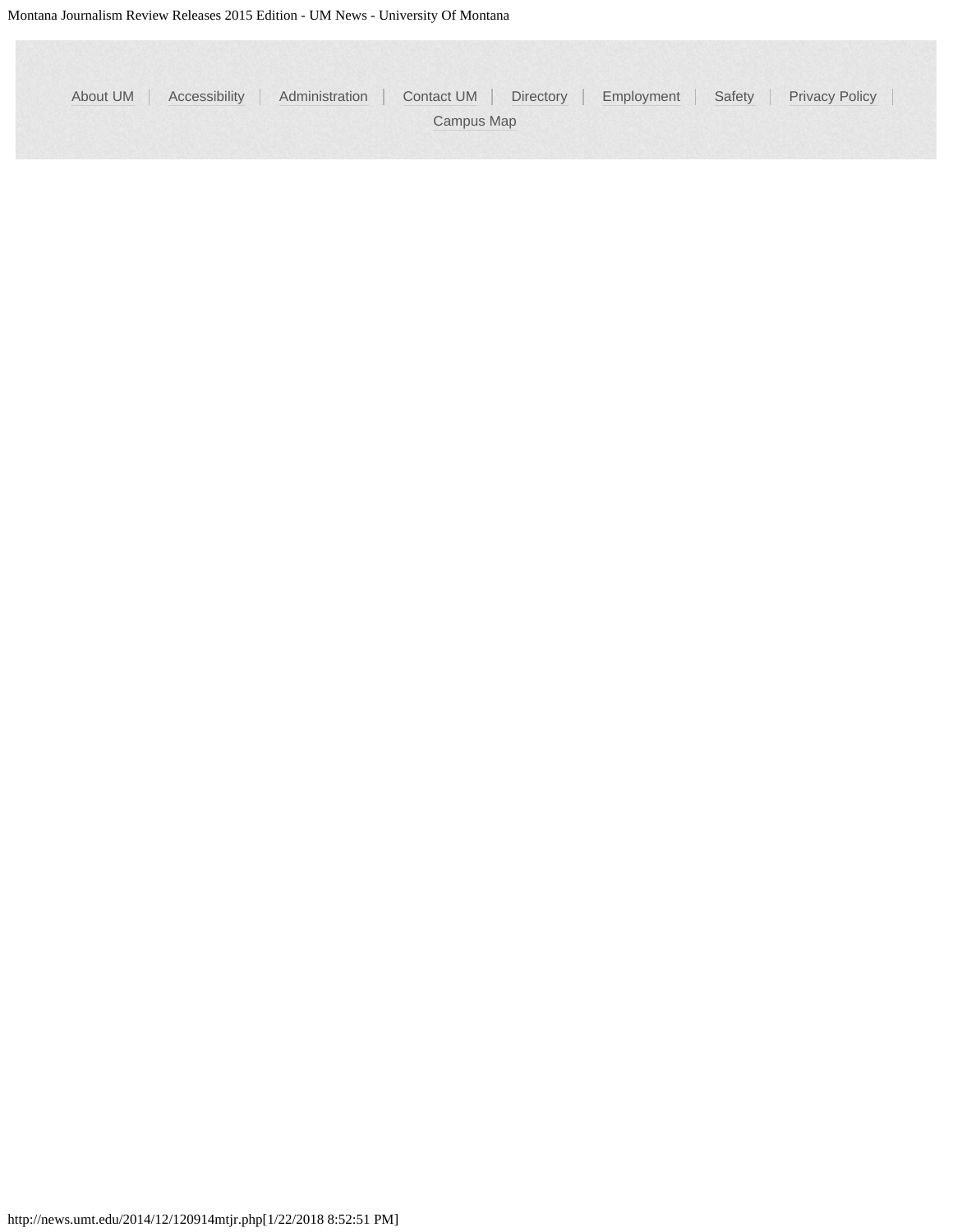About UM | Accessibility | Administration | Contact UM | Directory | Employment | Safety | Privacy Policy | Campus Map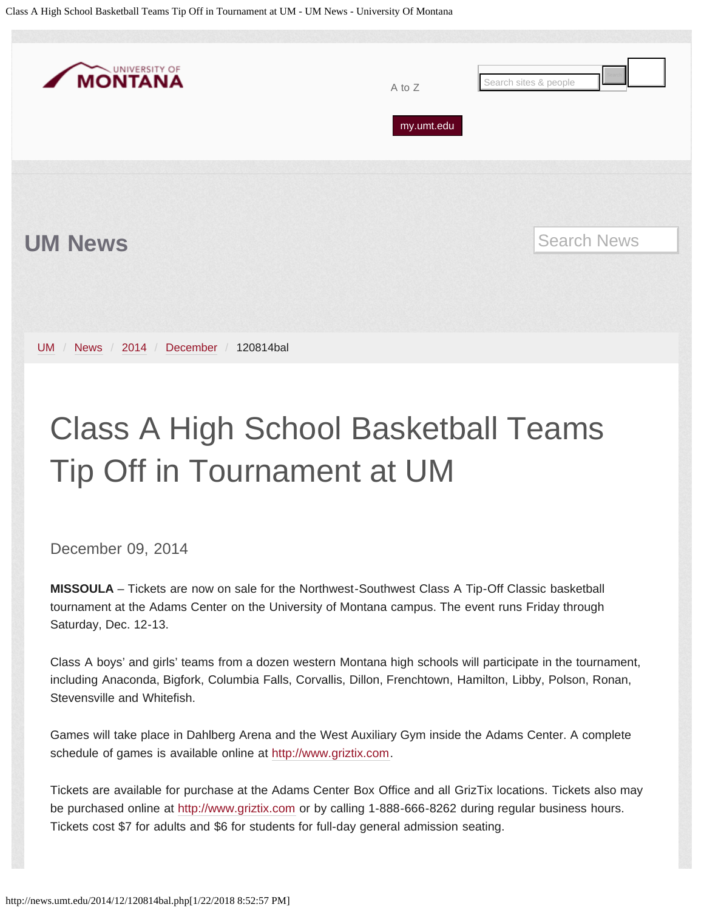UNIVERSITY OF MONTANA

A to Z

my.umt.edu

## UM News

UM / News / 2014 / December / 120814bal

# Class A High School Basketball Teams Tip Off in Tournament at UM

December 09, 2014

**MISSOULA** – Tickets are now on sale for the Northwest-Southwest Class A Tip-Off Classic basketball tournament at the Adams Center on the University of Montana campus. The event runs Friday through Saturday, Dec. 12-13.

Class A boys' and girls' teams from a dozen western Montana high schools will participate in the tournament, including Anaconda, Bigfork, Columbia Falls, Corvallis, Dillon, Frenchtown, Hamilton, Libby, Polson, Ronan, Stevensville and Whitefish.

Games will take place in Dahlberg Arena and the West Auxiliary Gym inside the Adams Center. A complete schedule of games is available online at http://www.griztix.com.

Tickets are available for purchase at the Adams Center Box Office and all GrizTix locations. Tickets also may be purchased online at http://www.griztix.com or by calling 1-888-666-8262 during regular business hours. Tickets cost $7 for adults and $6 for students for full-day general admission seating.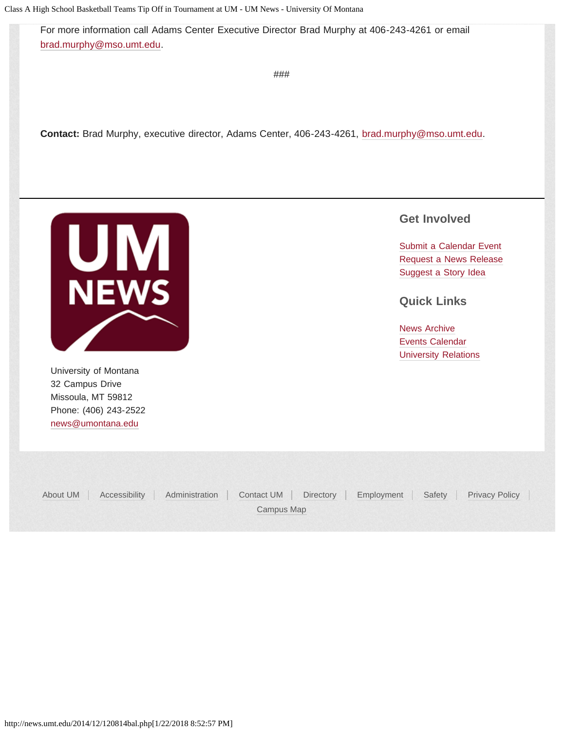For more information call Adams Center Executive Director Brad Murphy at 406-243-4261 or email brad.murphy@mso.umt.edu.

###

**Contact:** Brad Murphy, executive director, Adams Center, 406-243-4261, brad.murphy@mso.umt.edu.

University of Montana
32 Campus Drive
Missoula, MT 59812
Phone: (406) 243-2522
news@umontana.edu

## Get Involved

Submit a Calendar Event
Request a News Release
Suggest a Story Idea

## Quick Links

News Archive
Events Calendar
University Relations

About UM | Accessibility | Administration | Contact UM | Directory | Employment | Safety | Privacy Policy | Campus Map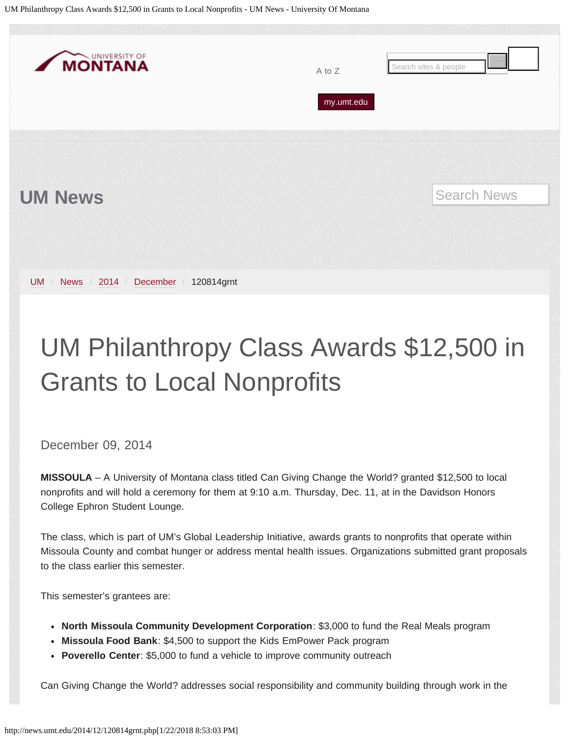# UM News

UM / News / 2014 / December / 120814grnt

# UM Philanthropy Class Awards $12,500 in Grants to Local Nonprofits

December 09, 2014

**MISSOULA** – A University of Montana class titled Can Giving Change the World? granted $12,500 to local nonprofits and will hold a ceremony for them at 9:10 a.m. Thursday, Dec. 11, at in the Davidson Honors College Ephron Student Lounge.

The class, which is part of UM's Global Leadership Initiative, awards grants to nonprofits that operate within Missoula County and combat hunger or address mental health issues. Organizations submitted grant proposals to the class earlier this semester.

This semester's grantees are:

- **North Missoula Community Development Corporation**: $3,000 to fund the Real Meals program
- **Missoula Food Bank**: $4,500 to support the Kids EmPower Pack program
- **Poverello Center**: $5,000 to fund a vehicle to improve community outreach

Can Giving Change the World? addresses social responsibility and community building through work in the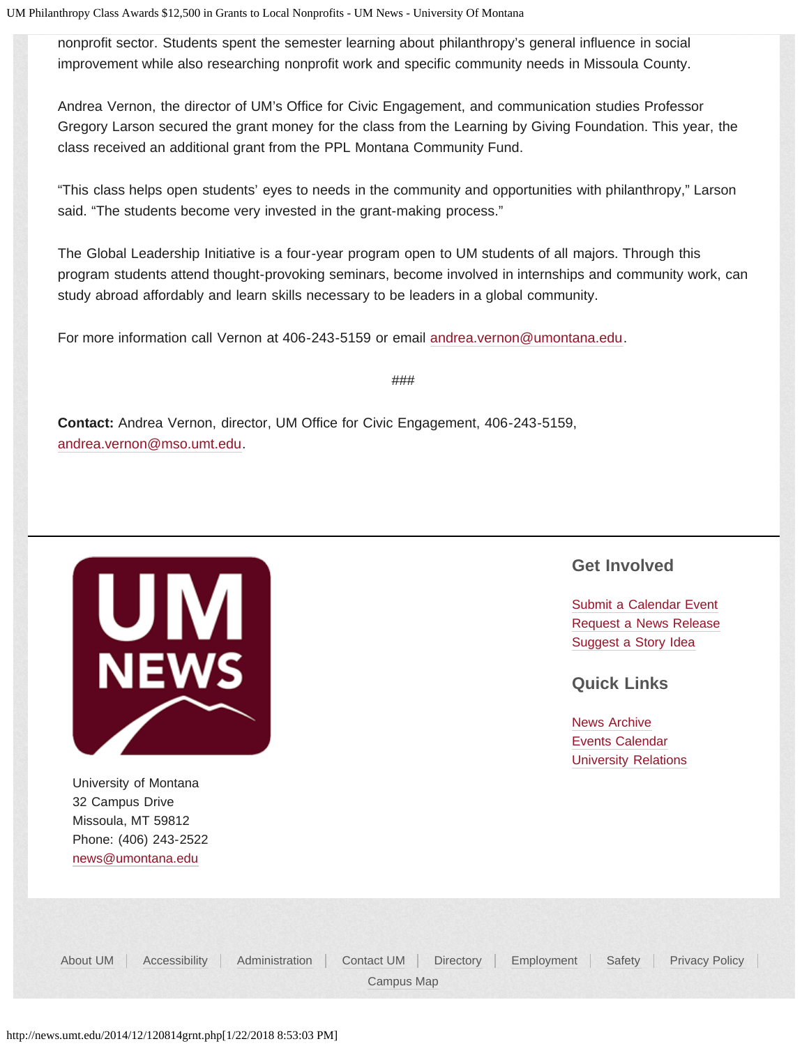nonprofit sector. Students spent the semester learning about philanthropy's general influence in social improvement while also researching nonprofit work and specific community needs in Missoula County.

Andrea Vernon, the director of UM's Office for Civic Engagement, and communication studies Professor Gregory Larson secured the grant money for the class from the Learning by Giving Foundation. This year, the class received an additional grant from the PPL Montana Community Fund.

"This class helps open students' eyes to needs in the community and opportunities with philanthropy," Larson said. "The students become very invested in the grant-making process."

The Global Leadership Initiative is a four-year program open to UM students of all majors. Through this program students attend thought-provoking seminars, become involved in internships and community work, can study abroad affordably and learn skills necessary to be leaders in a global community.

For more information call Vernon at 406-243-5159 or email andrea.vernon@umontana.edu.

###

**Contact:** Andrea Vernon, director, UM Office for Civic Engagement, 406-243-5159, andrea.vernon@mso.umt.edu.

University of Montana
32 Campus Drive
Missoula, MT 59812
Phone: (406) 243-2522
news@umontana.edu

## Get Involved

Submit a Calendar Event
Request a News Release
Suggest a Story Idea

## Quick Links

News Archive
Events Calendar
University Relations

About UM | Accessibility | Administration | Contact UM | Directory | Employment | Safety | Privacy Policy | Campus Map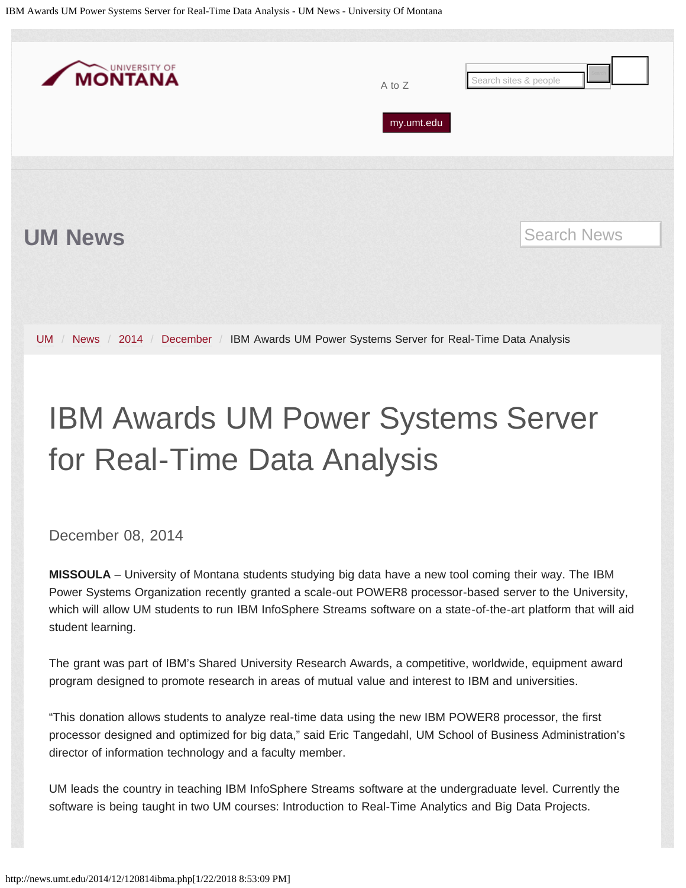UM News

UM / News / 2014 / December / IBM Awards UM Power Systems Server for Real-Time Data Analysis

# IBM Awards UM Power Systems Server for Real-Time Data Analysis

December 08, 2014

**MISSOULA** – University of Montana students studying big data have a new tool coming their way. The IBM Power Systems Organization recently granted a scale-out POWER8 processor-based server to the University, which will allow UM students to run IBM InfoSphere Streams software on a state-of-the-art platform that will aid student learning.

The grant was part of IBM's Shared University Research Awards, a competitive, worldwide, equipment award program designed to promote research in areas of mutual value and interest to IBM and universities.

"This donation allows students to analyze real-time data using the new IBM POWER8 processor, the first processor designed and optimized for big data," said Eric Tangedahl, UM School of Business Administration's director of information technology and a faculty member.

UM leads the country in teaching IBM InfoSphere Streams software at the undergraduate level. Currently the software is being taught in two UM courses: Introduction to Real-Time Analytics and Big Data Projects.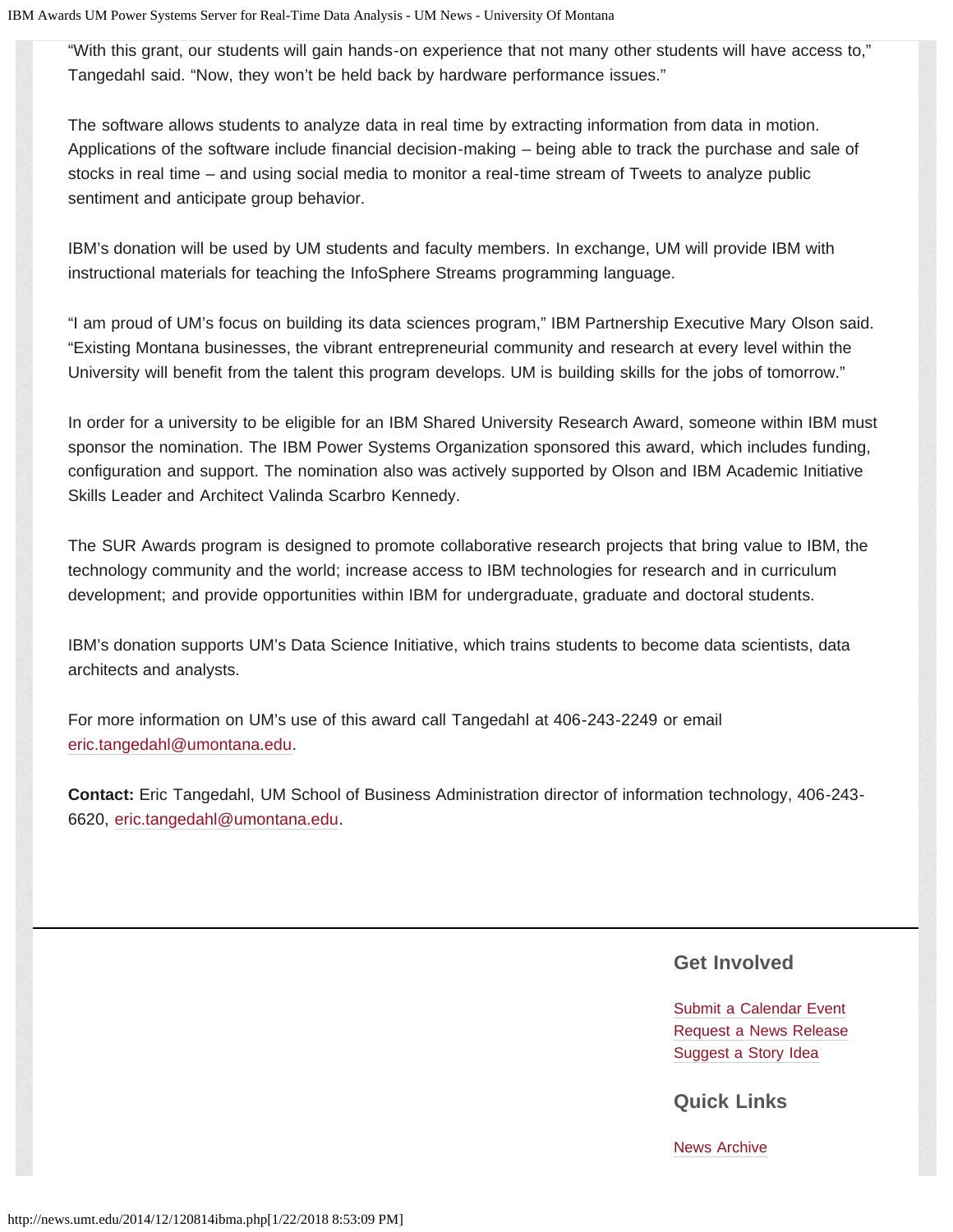"With this grant, our students will gain hands-on experience that not many other students will have access to," Tangedahl said. "Now, they won't be held back by hardware performance issues."

The software allows students to analyze data in real time by extracting information from data in motion. Applications of the software include financial decision-making – being able to track the purchase and sale of stocks in real time – and using social media to monitor a real-time stream of Tweets to analyze public sentiment and anticipate group behavior.

IBM's donation will be used by UM students and faculty members. In exchange, UM will provide IBM with instructional materials for teaching the InfoSphere Streams programming language.

"I am proud of UM's focus on building its data sciences program," IBM Partnership Executive Mary Olson said. "Existing Montana businesses, the vibrant entrepreneurial community and research at every level within the University will benefit from the talent this program develops. UM is building skills for the jobs of tomorrow."

In order for a university to be eligible for an IBM Shared University Research Award, someone within IBM must sponsor the nomination. The IBM Power Systems Organization sponsored this award, which includes funding, configuration and support. The nomination also was actively supported by Olson and IBM Academic Initiative Skills Leader and Architect Valinda Scarbro Kennedy.

The SUR Awards program is designed to promote collaborative research projects that bring value to IBM, the technology community and the world; increase access to IBM technologies for research and in curriculum development; and provide opportunities within IBM for undergraduate, graduate and doctoral students.

IBM's donation supports UM's Data Science Initiative, which trains students to become data scientists, data architects and analysts.

For more information on UM's use of this award call Tangedahl at 406-243-2249 or email eric.tangedahl@umontana.edu.

**Contact:** Eric Tangedahl, UM School of Business Administration director of information technology, 406-243-6620, eric.tangedahl@umontana.edu.

## Get Involved

Submit a Calendar Event
Request a News Release
Suggest a Story Idea

## Quick Links

News Archive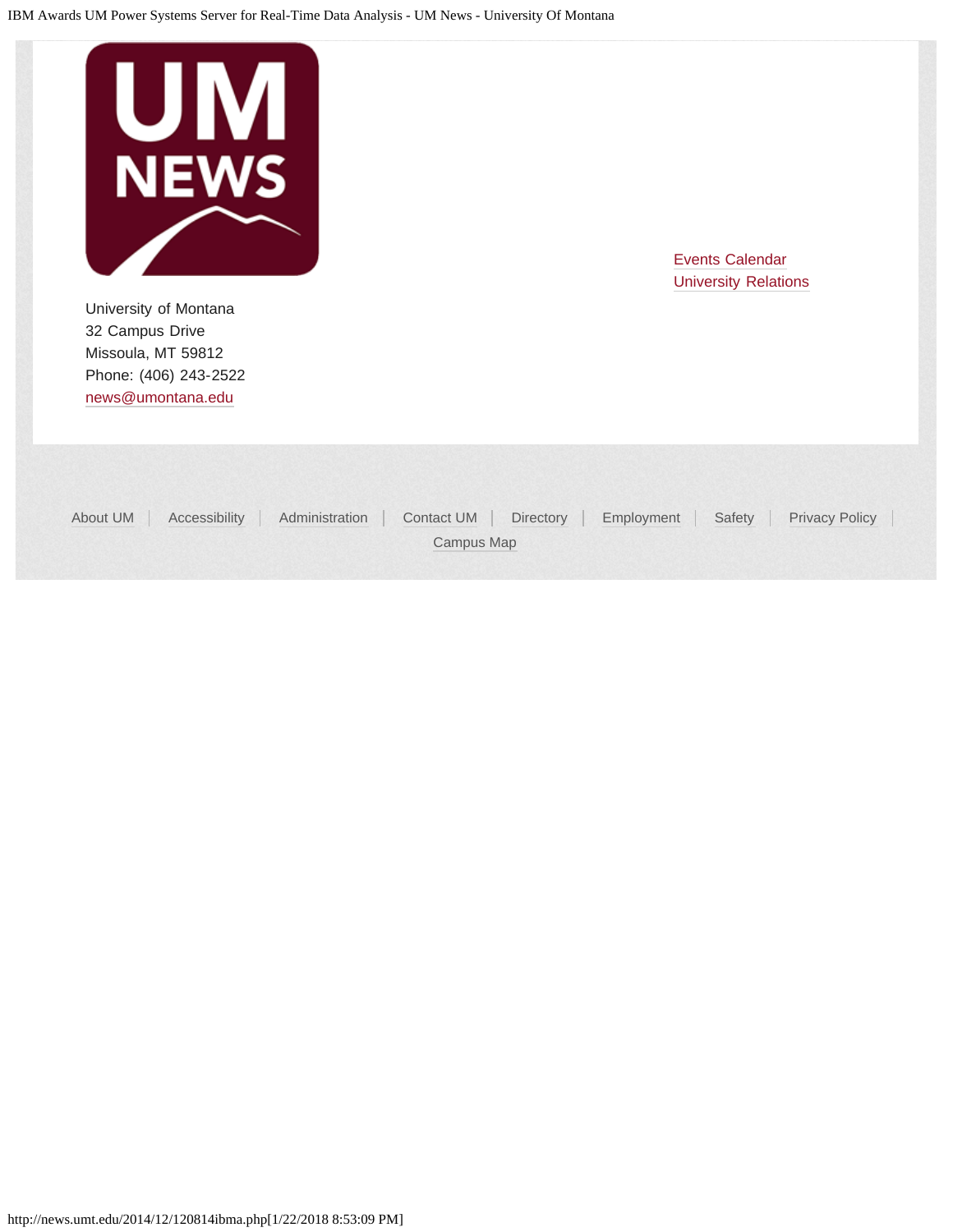University of Montana
32 Campus Drive
Missoula, MT 59812
Phone: (406) 243-2522
news@umontana.edu

Events Calendar
University Relations

About UM | Accessibility | Administration | Contact UM | Directory | Employment | Safety | Privacy Policy | Campus Map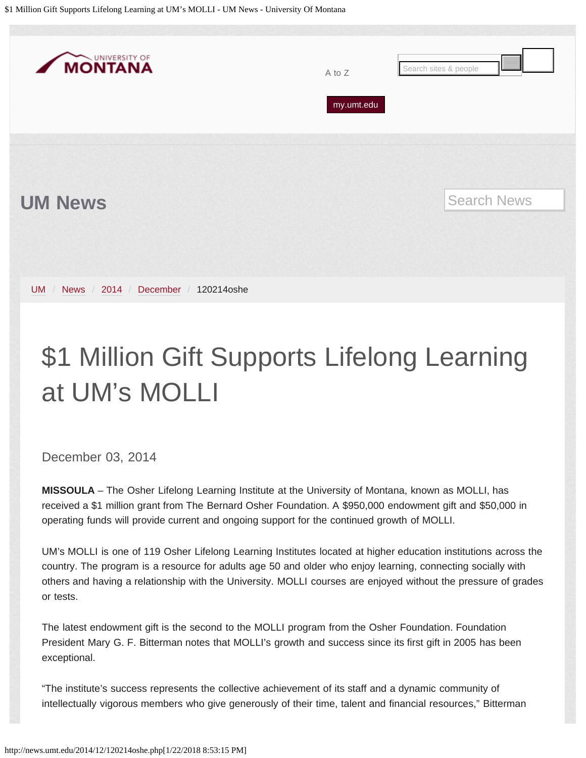UM News

UM / News / 2014 / December / 120214oshe

# $1 Million Gift Supports Lifelong Learning at UM’s MOLLI

December 03, 2014

**MISSOULA** – The Osher Lifelong Learning Institute at the University of Montana, known as MOLLI, has received a $1 million grant from The Bernard Osher Foundation. A $950,000 endowment gift and $50,000 in operating funds will provide current and ongoing support for the continued growth of MOLLI.

UM’s MOLLI is one of 119 Osher Lifelong Learning Institutes located at higher education institutions across the country. The program is a resource for adults age 50 and older who enjoy learning, connecting socially with others and having a relationship with the University. MOLLI courses are enjoyed without the pressure of grades or tests.

The latest endowment gift is the second to the MOLLI program from the Osher Foundation. Foundation President Mary G. F. Bitterman notes that MOLLI’s growth and success since its first gift in 2005 has been exceptional.

“The institute’s success represents the collective achievement of its staff and a dynamic community of intellectually vigorous members who give generously of their time, talent and financial resources,” Bitterman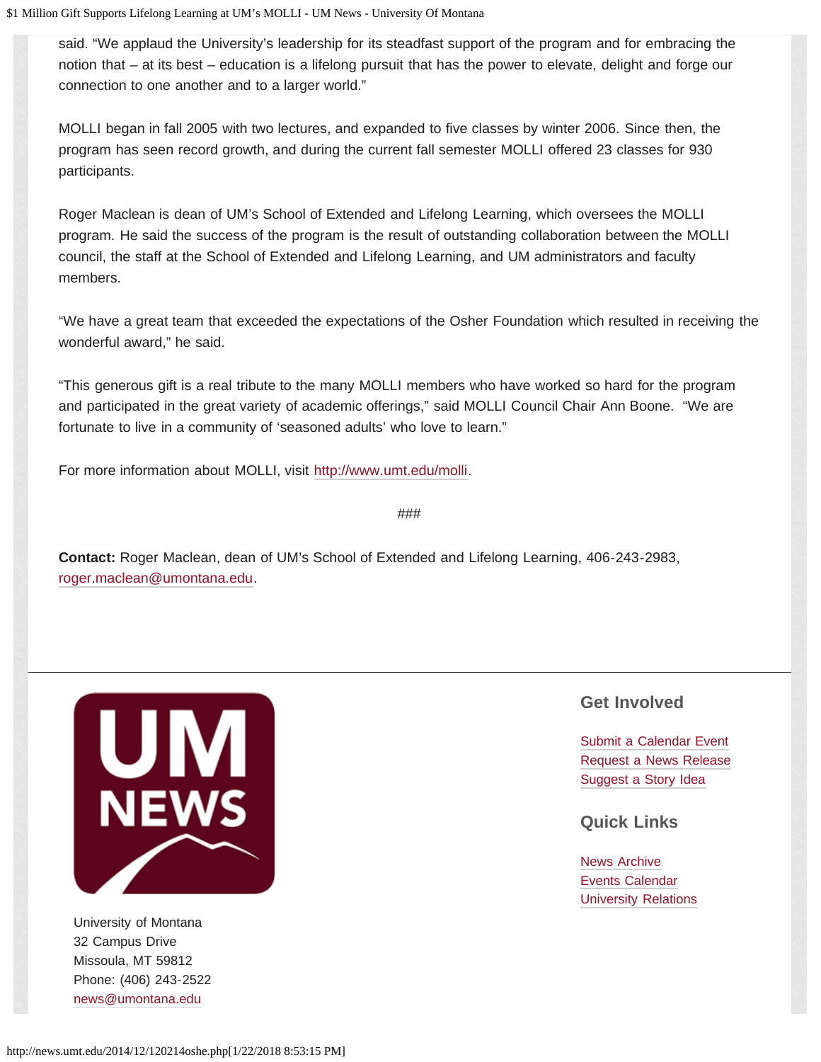said. "We applaud the University's leadership for its steadfast support of the program and for embracing the notion that – at its best – education is a lifelong pursuit that has the power to elevate, delight and forge our connection to one another and to a larger world."

MOLLI began in fall 2005 with two lectures, and expanded to five classes by winter 2006. Since then, the program has seen record growth, and during the current fall semester MOLLI offered 23 classes for 930 participants.

Roger Maclean is dean of UM's School of Extended and Lifelong Learning, which oversees the MOLLI program. He said the success of the program is the result of outstanding collaboration between the MOLLI council, the staff at the School of Extended and Lifelong Learning, and UM administrators and faculty members.

"We have a great team that exceeded the expectations of the Osher Foundation which resulted in receiving the wonderful award," he said.

"This generous gift is a real tribute to the many MOLLI members who have worked so hard for the program and participated in the great variety of academic offerings," said MOLLI Council Chair Ann Boone. "We are fortunate to live in a community of 'seasoned adults' who love to learn."

For more information about MOLLI, visit http://www.umt.edu/molli.

###

**Contact:** Roger Maclean, dean of UM's School of Extended and Lifelong Learning, 406-243-2983, roger.maclean@umontana.edu.

UM NEWS

University of Montana
32 Campus Drive
Missoula, MT 59812
Phone: (406) 243-2522
news@umontana.edu

## Get Involved

Submit a Calendar Event
Request a News Release
Suggest a Story Idea

## Quick Links

News Archive
Events Calendar
University Relations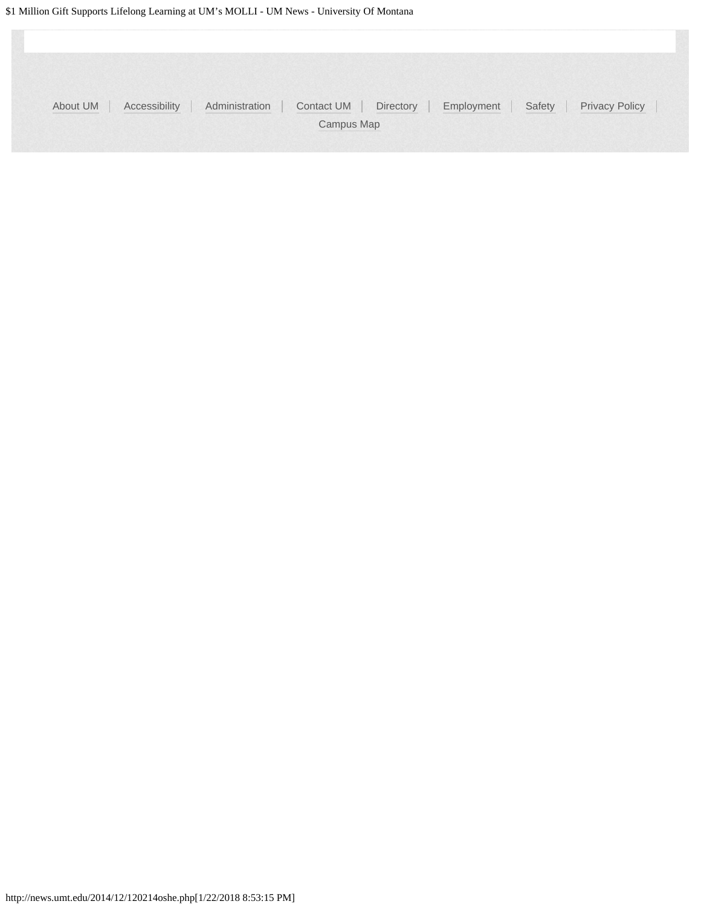About UM | Accessibility | Administration | Contact UM | Directory | Employment | Safety | Privacy Policy | Campus Map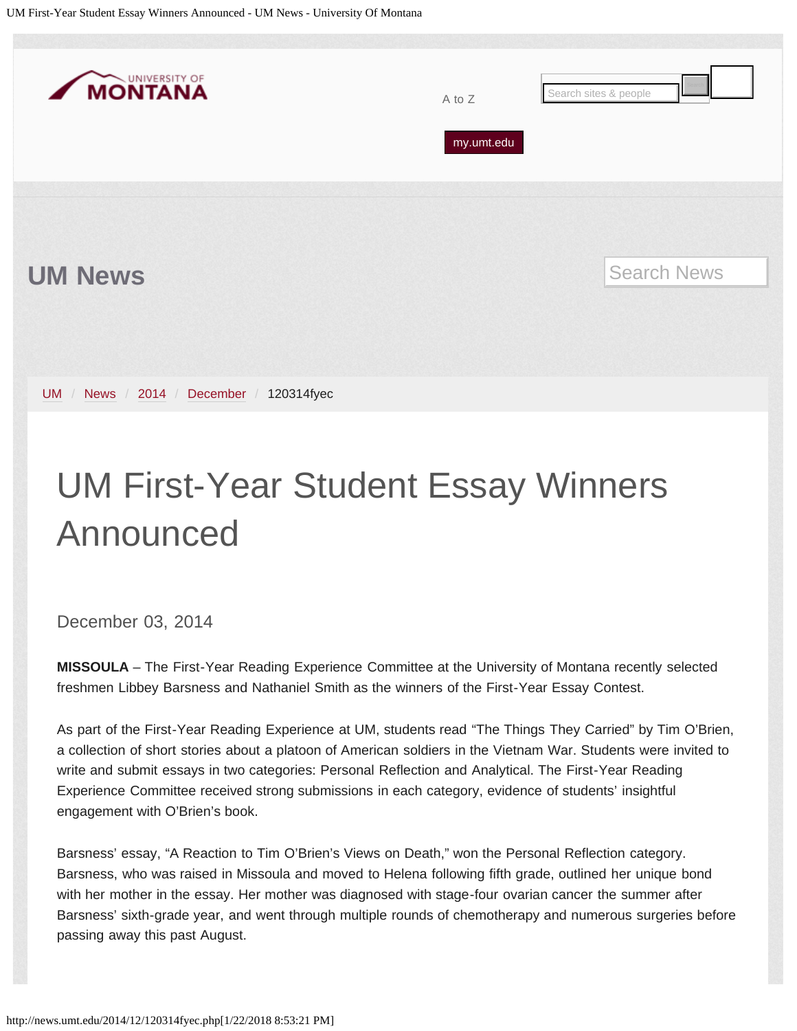UM First-Year Student Essay Winners Announced - UM News - University Of Montana

UNIVERSITY OF MONTANA

A to Z

my.umt.edu

## UM News

UM / News / 2014 / December / 120314fyec

# UM First-Year Student Essay Winners Announced

December 03, 2014

**MISSOULA** – The First-Year Reading Experience Committee at the University of Montana recently selected freshmen Libbey Barsness and Nathaniel Smith as the winners of the First-Year Essay Contest.

As part of the First-Year Reading Experience at UM, students read "The Things They Carried" by Tim O'Brien, a collection of short stories about a platoon of American soldiers in the Vietnam War. Students were invited to write and submit essays in two categories: Personal Reflection and Analytical. The First-Year Reading Experience Committee received strong submissions in each category, evidence of students' insightful engagement with O'Brien's book.

Barsness' essay, "A Reaction to Tim O'Brien's Views on Death," won the Personal Reflection category. Barsness, who was raised in Missoula and moved to Helena following fifth grade, outlined her unique bond with her mother in the essay. Her mother was diagnosed with stage-four ovarian cancer the summer after Barsness' sixth-grade year, and went through multiple rounds of chemotherapy and numerous surgeries before passing away this past August.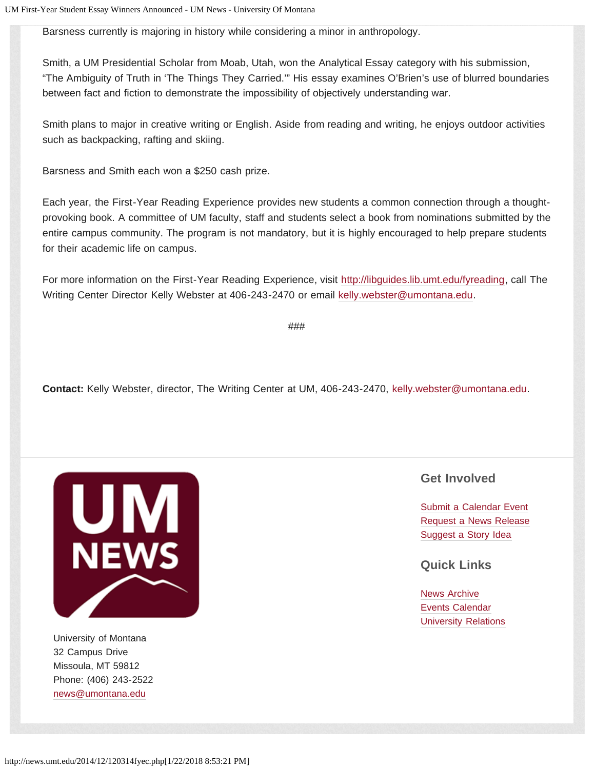Barsness currently is majoring in history while considering a minor in anthropology.

Smith, a UM Presidential Scholar from Moab, Utah, won the Analytical Essay category with his submission, "The Ambiguity of Truth in 'The Things They Carried.'" His essay examines O'Brien's use of blurred boundaries between fact and fiction to demonstrate the impossibility of objectively understanding war.

Smith plans to major in creative writing or English. Aside from reading and writing, he enjoys outdoor activities such as backpacking, rafting and skiing.

Barsness and Smith each won a $250 cash prize.

Each year, the First-Year Reading Experience provides new students a common connection through a thought-provoking book. A committee of UM faculty, staff and students select a book from nominations submitted by the entire campus community. The program is not mandatory, but it is highly encouraged to help prepare students for their academic life on campus.

For more information on the First-Year Reading Experience, visit http://libguides.lib.umt.edu/fyreading, call The Writing Center Director Kelly Webster at 406-243-2470 or email kelly.webster@umontana.edu.

###

**Contact:** Kelly Webster, director, The Writing Center at UM, 406-243-2470, kelly.webster@umontana.edu.

UM NEWS

University of Montana
32 Campus Drive
Missoula, MT 59812
Phone: (406) 243-2522
news@umontana.edu

### Get Involved

Submit a Calendar Event
Request a News Release
Suggest a Story Idea

### Quick Links

News Archive
Events Calendar
University Relations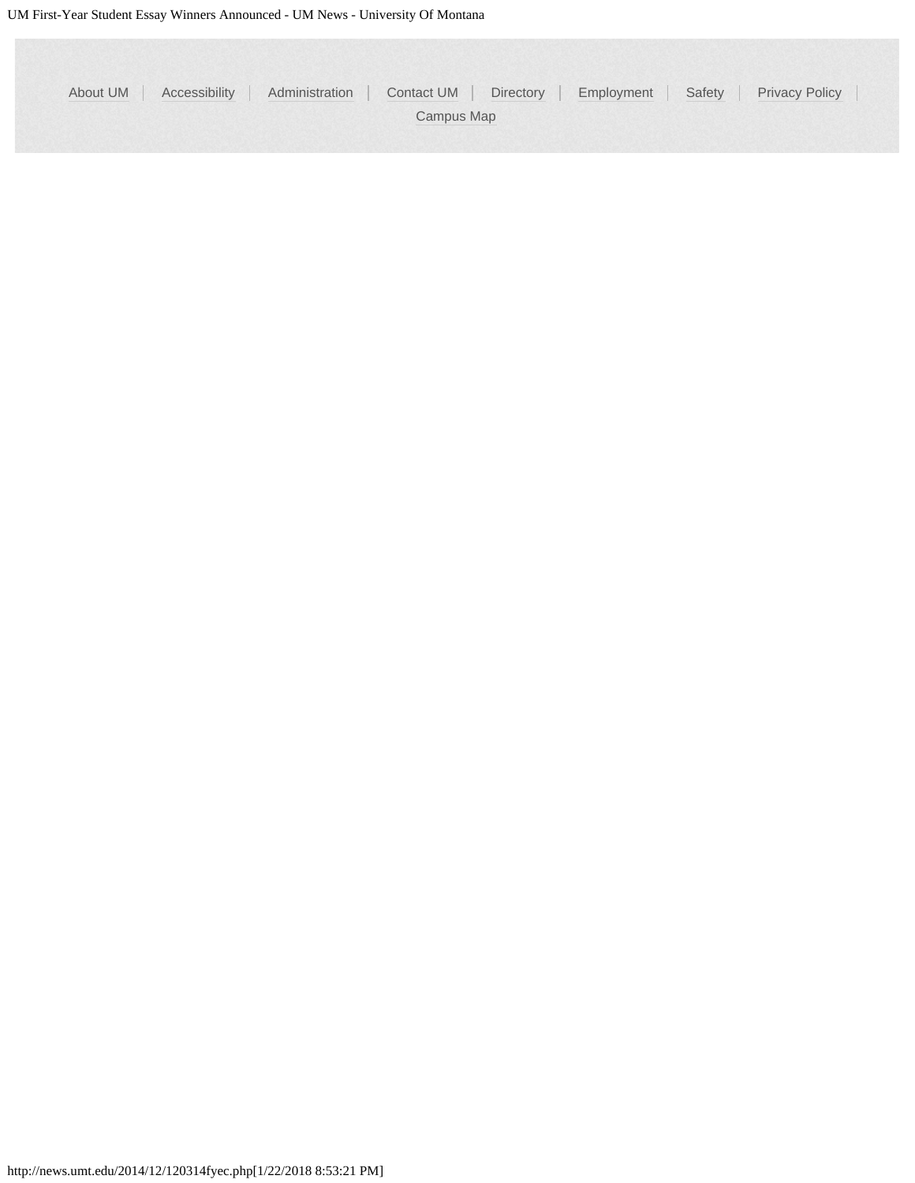About UM | Accessibility | Administration | Contact UM | Directory | Employment | Safety | Privacy Policy | Campus Map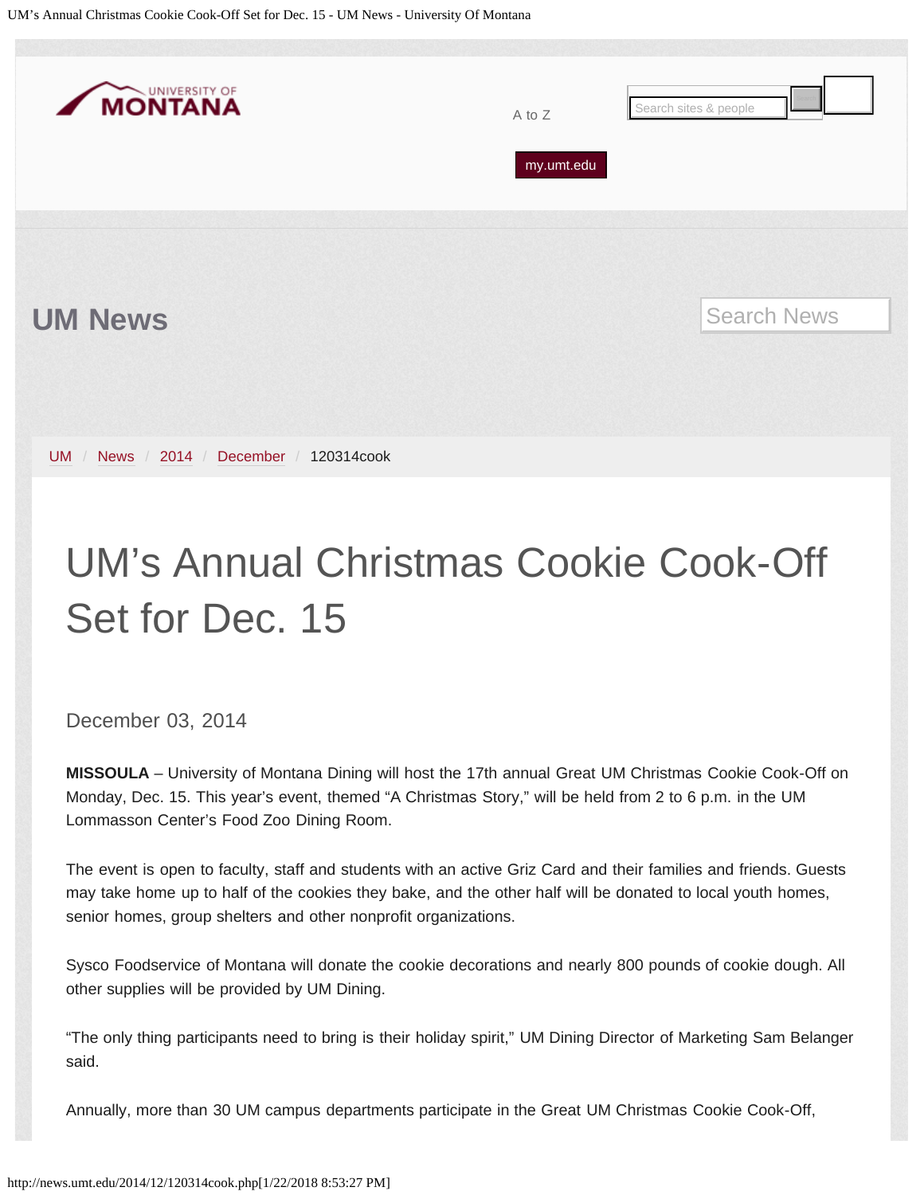UM News

UM / News / 2014 / December / 120314cook

# UM's Annual Christmas Cookie Cook-Off Set for Dec. 15

December 03, 2014

**MISSOULA** – University of Montana Dining will host the 17th annual Great UM Christmas Cookie Cook-Off on Monday, Dec. 15. This year's event, themed "A Christmas Story," will be held from 2 to 6 p.m. in the UM Lommasson Center's Food Zoo Dining Room.

The event is open to faculty, staff and students with an active Griz Card and their families and friends. Guests may take home up to half of the cookies they bake, and the other half will be donated to local youth homes, senior homes, group shelters and other nonprofit organizations.

Sysco Foodservice of Montana will donate the cookie decorations and nearly 800 pounds of cookie dough. All other supplies will be provided by UM Dining.

"The only thing participants need to bring is their holiday spirit," UM Dining Director of Marketing Sam Belanger said.

Annually, more than 30 UM campus departments participate in the Great UM Christmas Cookie Cook-Off,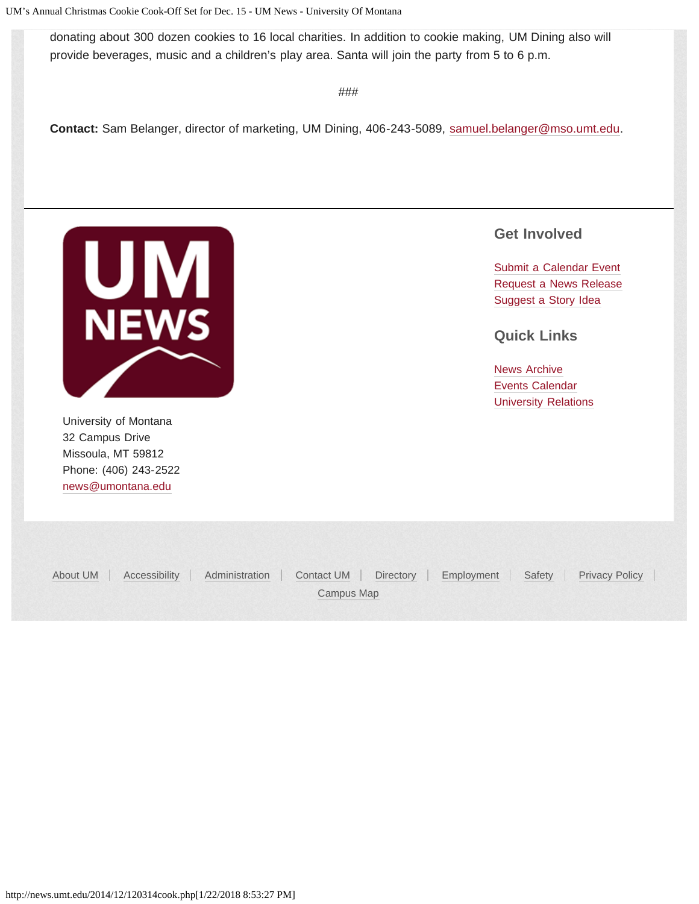donating about 300 dozen cookies to 16 local charities. In addition to cookie making, UM Dining also will provide beverages, music and a children's play area. Santa will join the party from 5 to 6 p.m.

###

**Contact:** Sam Belanger, director of marketing, UM Dining, 406-243-5089, samuel.belanger@mso.umt.edu.

University of Montana
32 Campus Drive
Missoula, MT 59812
Phone: (406) 243-2522
news@umontana.edu

## Get Involved

Submit a Calendar Event
Request a News Release
Suggest a Story Idea

## Quick Links

News Archive
Events Calendar
University Relations

About UM | Accessibility | Administration | Contact UM | Directory | Employment | Safety | Privacy Policy | Campus Map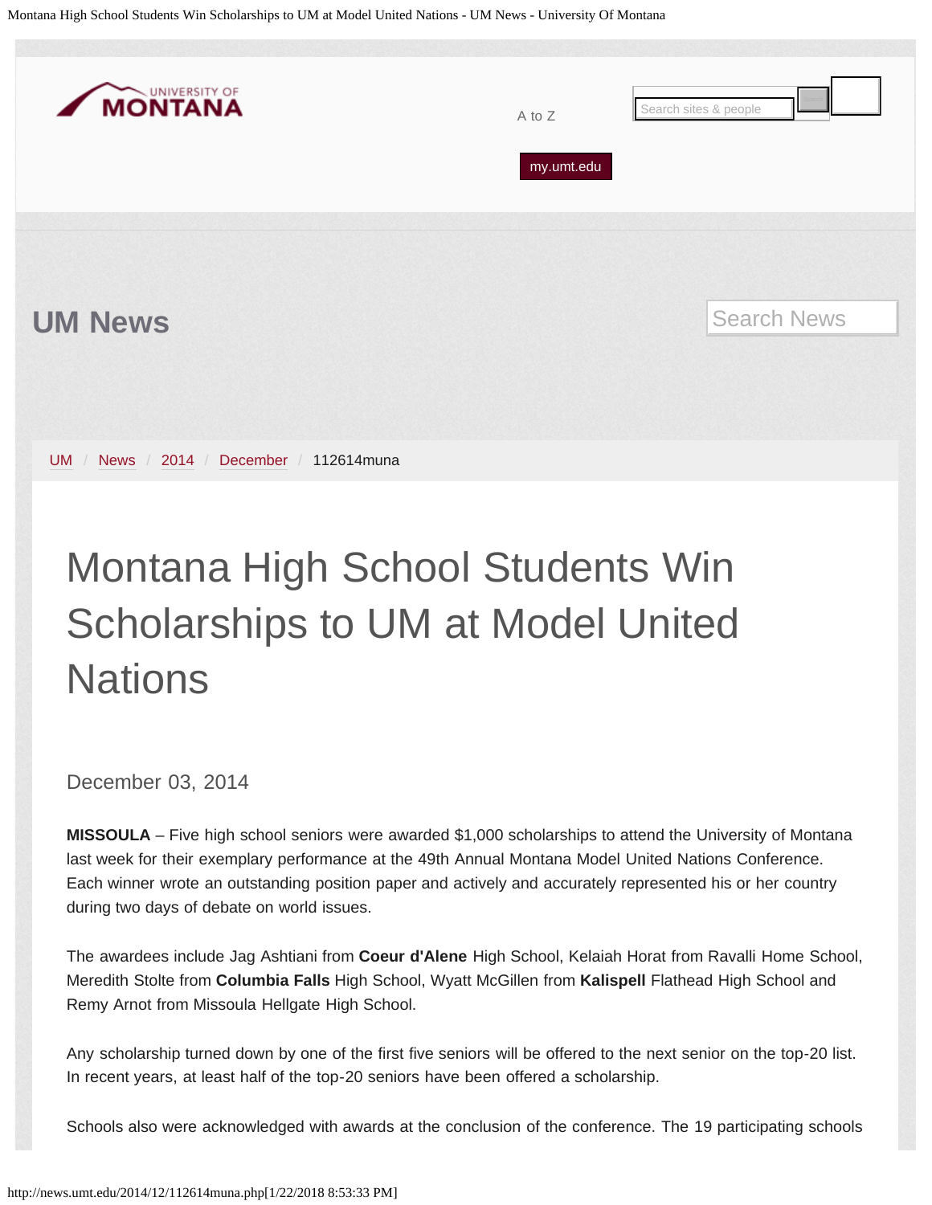# Montana High School Students Win Scholarships to UM at Model United Nations

December 03, 2014

**MISSOULA** – Five high school seniors were awarded $1,000 scholarships to attend the University of Montana last week for their exemplary performance at the 49th Annual Montana Model United Nations Conference. Each winner wrote an outstanding position paper and actively and accurately represented his or her country during two days of debate on world issues.

The awardees include Jag Ashtiani from **Coeur d'Alene** High School, Kelaiah Horat from Ravalli Home School, Meredith Stolte from **Columbia Falls** High School, Wyatt McGillen from **Kalispell** Flathead High School and Remy Arnot from Missoula Hellgate High School.

Any scholarship turned down by one of the first five seniors will be offered to the next senior on the top-20 list. In recent years, at least half of the top-20 seniors have been offered a scholarship.

Schools also were acknowledged with awards at the conclusion of the conference. The 19 participating schools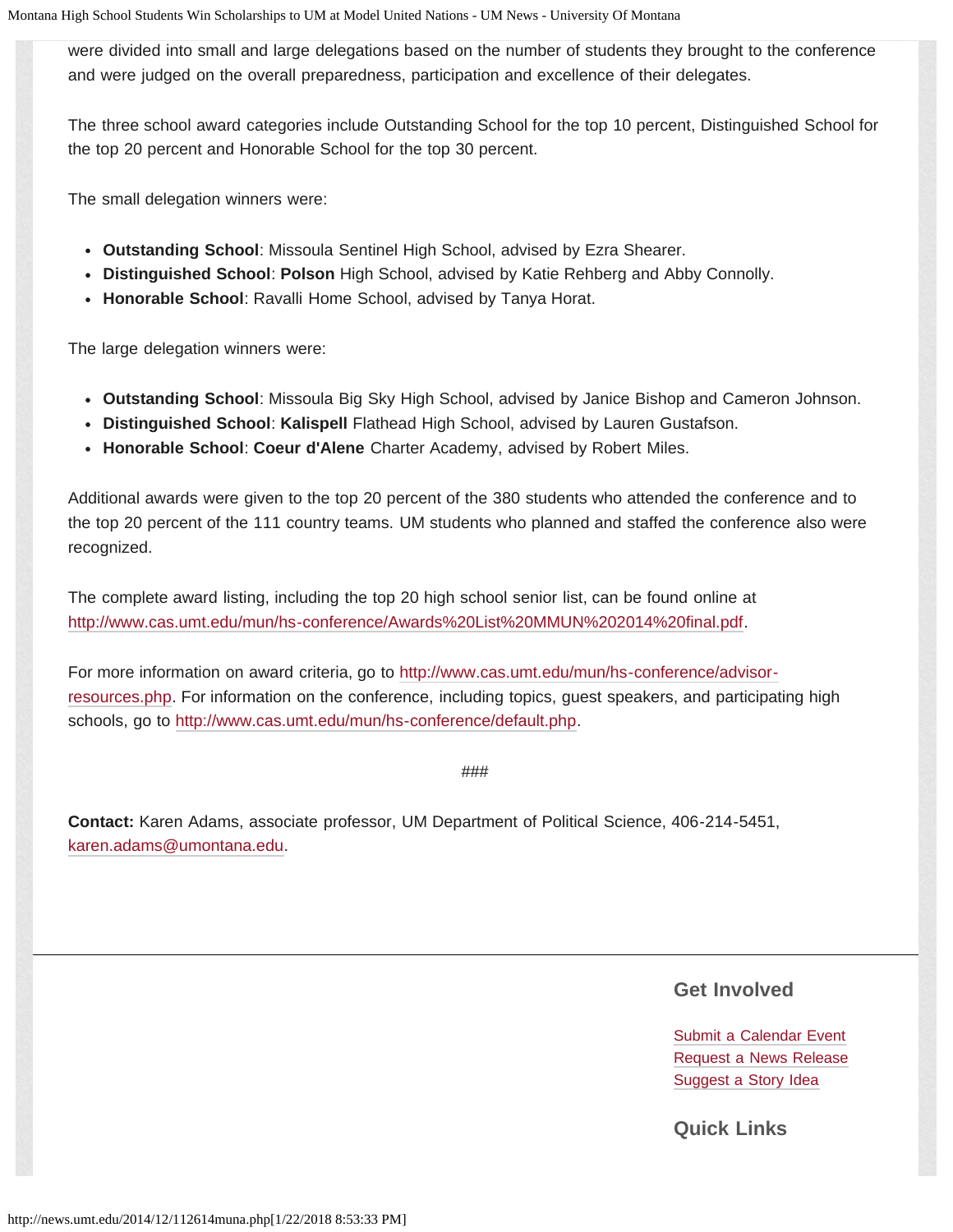were divided into small and large delegations based on the number of students they brought to the conference and were judged on the overall preparedness, participation and excellence of their delegates.

The three school award categories include Outstanding School for the top 10 percent, Distinguished School for the top 20 percent and Honorable School for the top 30 percent.

The small delegation winners were:

- **Outstanding School**: Missoula Sentinel High School, advised by Ezra Shearer.
- **Distinguished School**: **Polson** High School, advised by Katie Rehberg and Abby Connolly.
- **Honorable School**: Ravalli Home School, advised by Tanya Horat.

The large delegation winners were:

- **Outstanding School**: Missoula Big Sky High School, advised by Janice Bishop and Cameron Johnson.
- **Distinguished School**: **Kalispell** Flathead High School, advised by Lauren Gustafson.
- **Honorable School**: **Coeur d'Alene** Charter Academy, advised by Robert Miles.

Additional awards were given to the top 20 percent of the 380 students who attended the conference and to the top 20 percent of the 111 country teams. UM students who planned and staffed the conference also were recognized.

The complete award listing, including the top 20 high school senior list, can be found online at http://www.cas.umt.edu/mun/hs-conference/Awards%20List%20MMUN%202014%20final.pdf.

For more information on award criteria, go to http://www.cas.umt.edu/mun/hs-conference/advisor-resources.php. For information on the conference, including topics, guest speakers, and participating high schools, go to http://www.cas.umt.edu/mun/hs-conference/default.php.

###

**Contact:** Karen Adams, associate professor, UM Department of Political Science, 406-214-5451, karen.adams@umontana.edu.

## Get Involved

Submit a Calendar Event
Request a News Release
Suggest a Story Idea

## Quick Links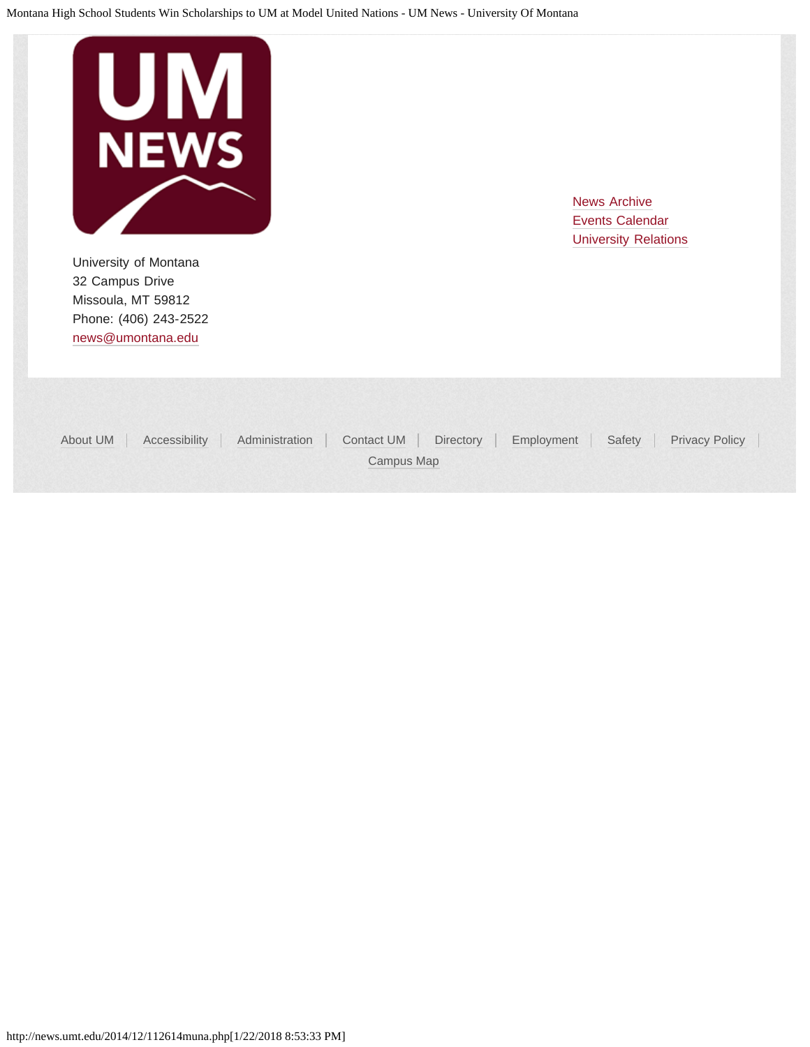University of Montana
32 Campus Drive
Missoula, MT 59812
Phone: (406) 243-2522
news@umontana.edu

News Archive
Events Calendar
University Relations

About UM | Accessibility | Administration | Contact UM | Directory | Employment | Safety | Privacy Policy | Campus Map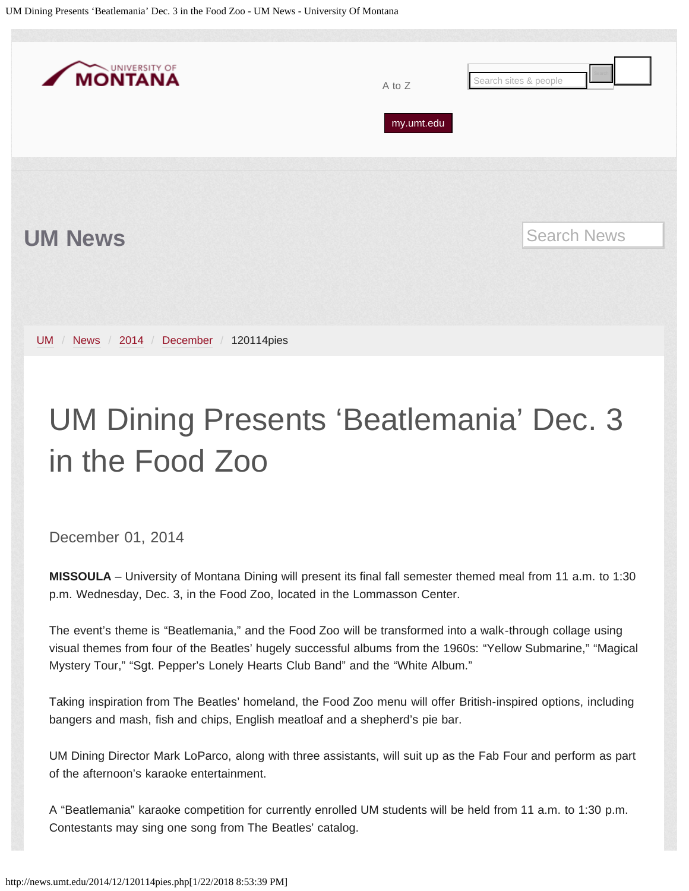UM News

UM / News / 2014 / December / 120114pies

# UM Dining Presents ‘Beatlemania’ Dec. 3 in the Food Zoo

December 01, 2014

**MISSOULA** – University of Montana Dining will present its final fall semester themed meal from 11 a.m. to 1:30 p.m. Wednesday, Dec. 3, in the Food Zoo, located in the Lommasson Center.

The event’s theme is “Beatlemania,” and the Food Zoo will be transformed into a walk-through collage using visual themes from four of the Beatles’ hugely successful albums from the 1960s: “Yellow Submarine,” “Magical Mystery Tour,” “Sgt. Pepper’s Lonely Hearts Club Band” and the “White Album.”

Taking inspiration from The Beatles’ homeland, the Food Zoo menu will offer British-inspired options, including bangers and mash, fish and chips, English meatloaf and a shepherd’s pie bar.

UM Dining Director Mark LoParco, along with three assistants, will suit up as the Fab Four and perform as part of the afternoon’s karaoke entertainment.

A “Beatlemania” karaoke competition for currently enrolled UM students will be held from 11 a.m. to 1:30 p.m. Contestants may sing one song from The Beatles’ catalog.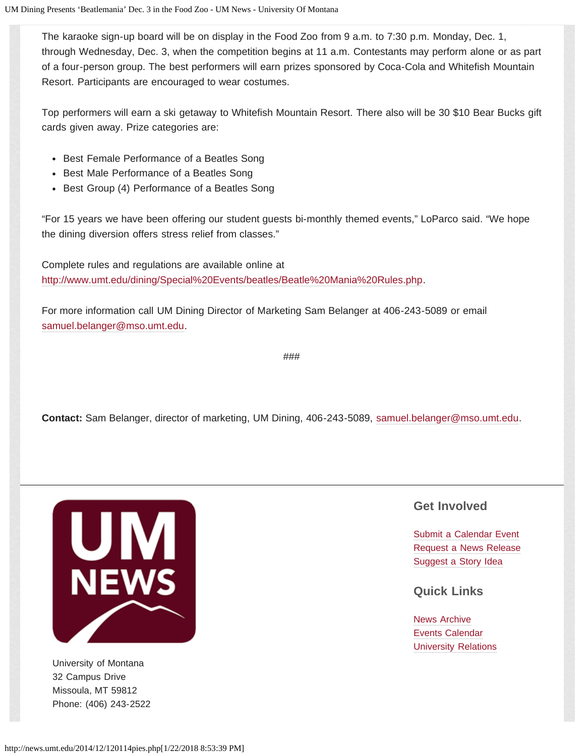The karaoke sign-up board will be on display in the Food Zoo from 9 a.m. to 7:30 p.m. Monday, Dec. 1, through Wednesday, Dec. 3, when the competition begins at 11 a.m. Contestants may perform alone or as part of a four-person group. The best performers will earn prizes sponsored by Coca-Cola and Whitefish Mountain Resort. Participants are encouraged to wear costumes.

Top performers will earn a ski getaway to Whitefish Mountain Resort. There also will be 30 $10 Bear Bucks gift cards given away. Prize categories are:

- Best Female Performance of a Beatles Song
- Best Male Performance of a Beatles Song
- Best Group (4) Performance of a Beatles Song

"For 15 years we have been offering our student guests bi-monthly themed events," LoParco said. "We hope the dining diversion offers stress relief from classes."

Complete rules and regulations are available online at http://www.umt.edu/dining/Special%20Events/beatles/Beatle%20Mania%20Rules.php.

For more information call UM Dining Director of Marketing Sam Belanger at 406-243-5089 or email samuel.belanger@mso.umt.edu.

###

**Contact:** Sam Belanger, director of marketing, UM Dining, 406-243-5089, samuel.belanger@mso.umt.edu.

UM NEWS

University of Montana
32 Campus Drive
Missoula, MT 59812
Phone: (406) 243-2522

## Get Involved

Submit a Calendar Event
Request a News Release
Suggest a Story Idea

## Quick Links

News Archive
Events Calendar
University Relations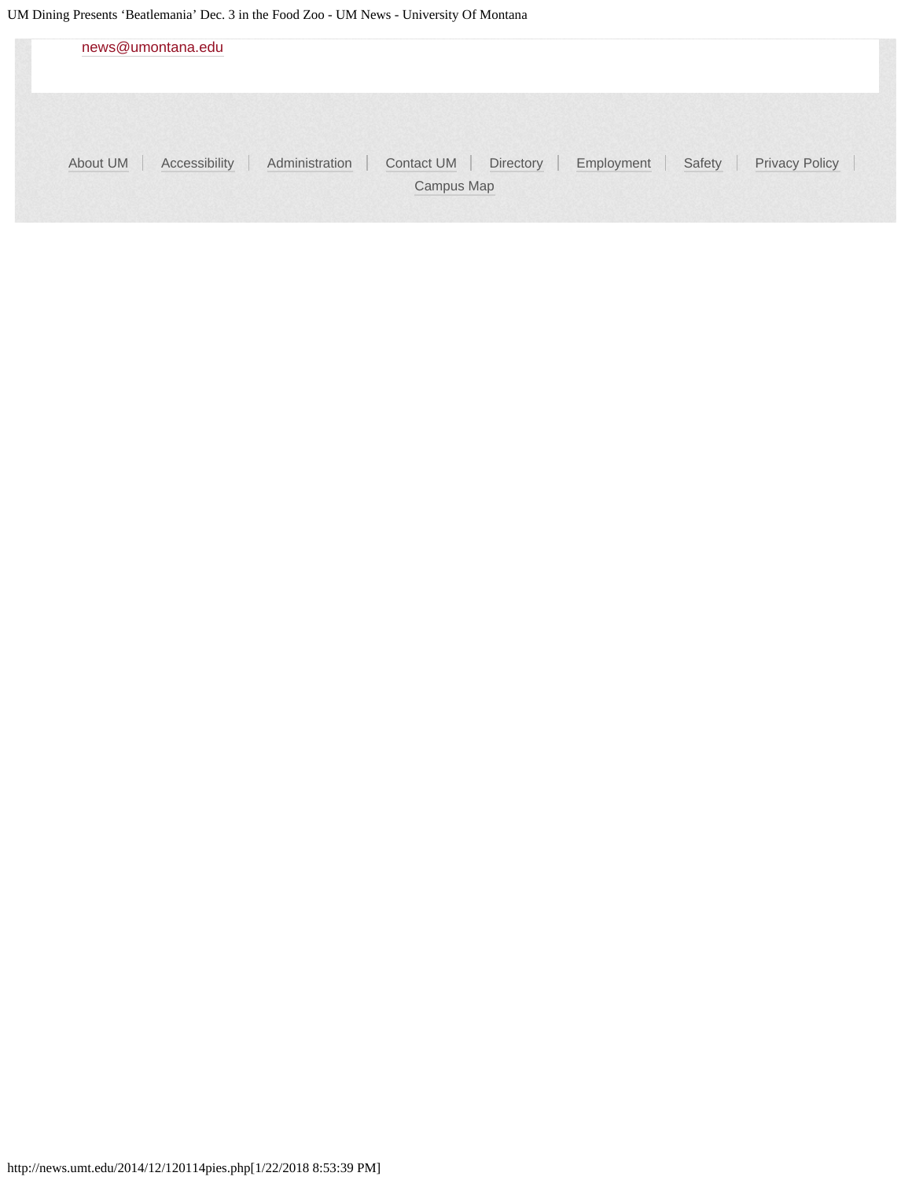news@umontana.edu

About UM | Accessibility | Administration | Contact UM | Directory | Employment | Safety | Privacy Policy | Campus Map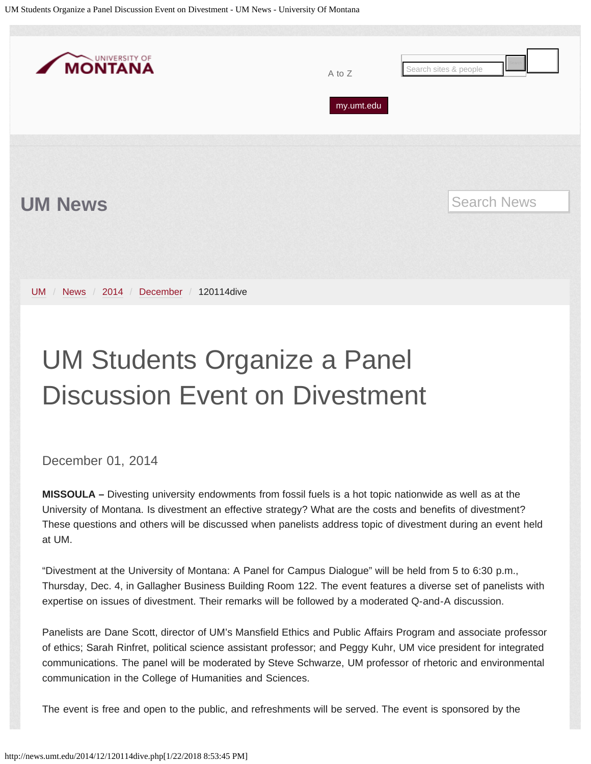UM News

UM / News / 2014 / December / 120114dive

# UM Students Organize a Panel Discussion Event on Divestment

December 01, 2014

**MISSOULA –** Divesting university endowments from fossil fuels is a hot topic nationwide as well as at the University of Montana. Is divestment an effective strategy? What are the costs and benefits of divestment? These questions and others will be discussed when panelists address topic of divestment during an event held at UM.

"Divestment at the University of Montana: A Panel for Campus Dialogue" will be held from 5 to 6:30 p.m., Thursday, Dec. 4, in Gallagher Business Building Room 122. The event features a diverse set of panelists with expertise on issues of divestment. Their remarks will be followed by a moderated Q-and-A discussion.

Panelists are Dane Scott, director of UM's Mansfield Ethics and Public Affairs Program and associate professor of ethics; Sarah Rinfret, political science assistant professor; and Peggy Kuhr, UM vice president for integrated communications. The panel will be moderated by Steve Schwarze, UM professor of rhetoric and environmental communication in the College of Humanities and Sciences.

The event is free and open to the public, and refreshments will be served. The event is sponsored by the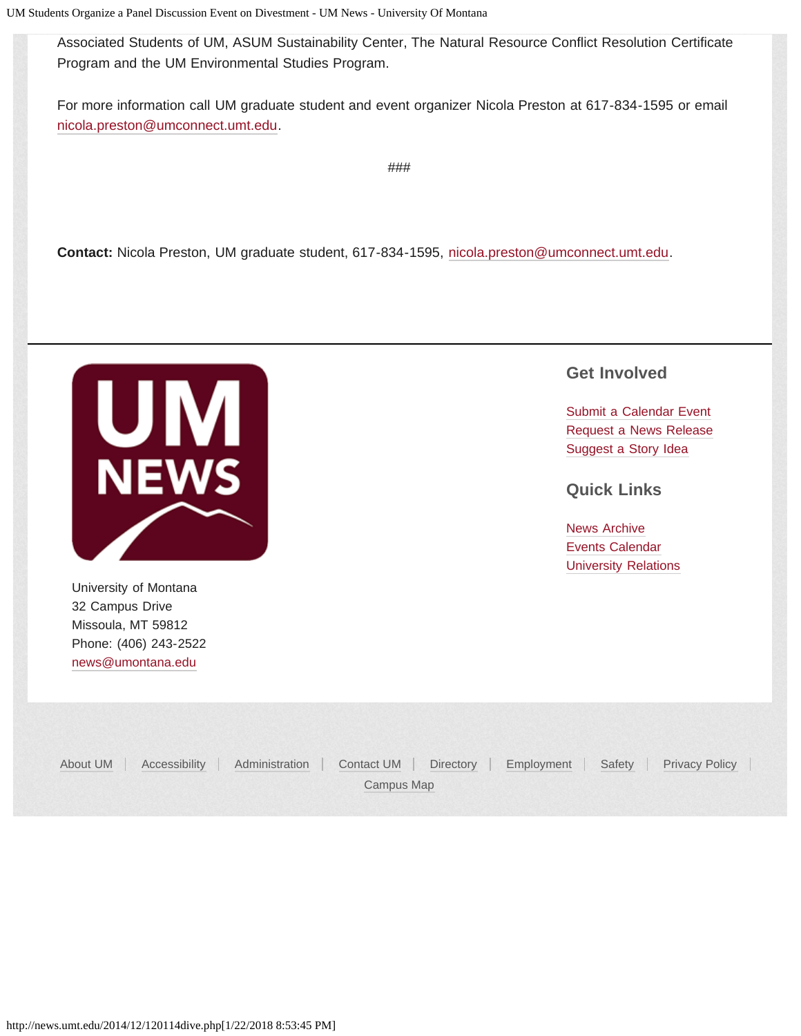Associated Students of UM, ASUM Sustainability Center, The Natural Resource Conflict Resolution Certificate Program and the UM Environmental Studies Program.

For more information call UM graduate student and event organizer Nicola Preston at 617-834-1595 or email nicola.preston@umconnect.umt.edu.

###

**Contact:** Nicola Preston, UM graduate student, 617-834-1595, nicola.preston@umconnect.umt.edu.

UM NEWS

University of Montana
32 Campus Drive
Missoula, MT 59812
Phone: (406) 243-2522
news@umontana.edu

## Get Involved

Submit a Calendar Event
Request a News Release
Suggest a Story Idea

## Quick Links

News Archive
Events Calendar
University Relations

About UM | Accessibility | Administration | Contact UM | Directory | Employment | Safety | Privacy Policy | Campus Map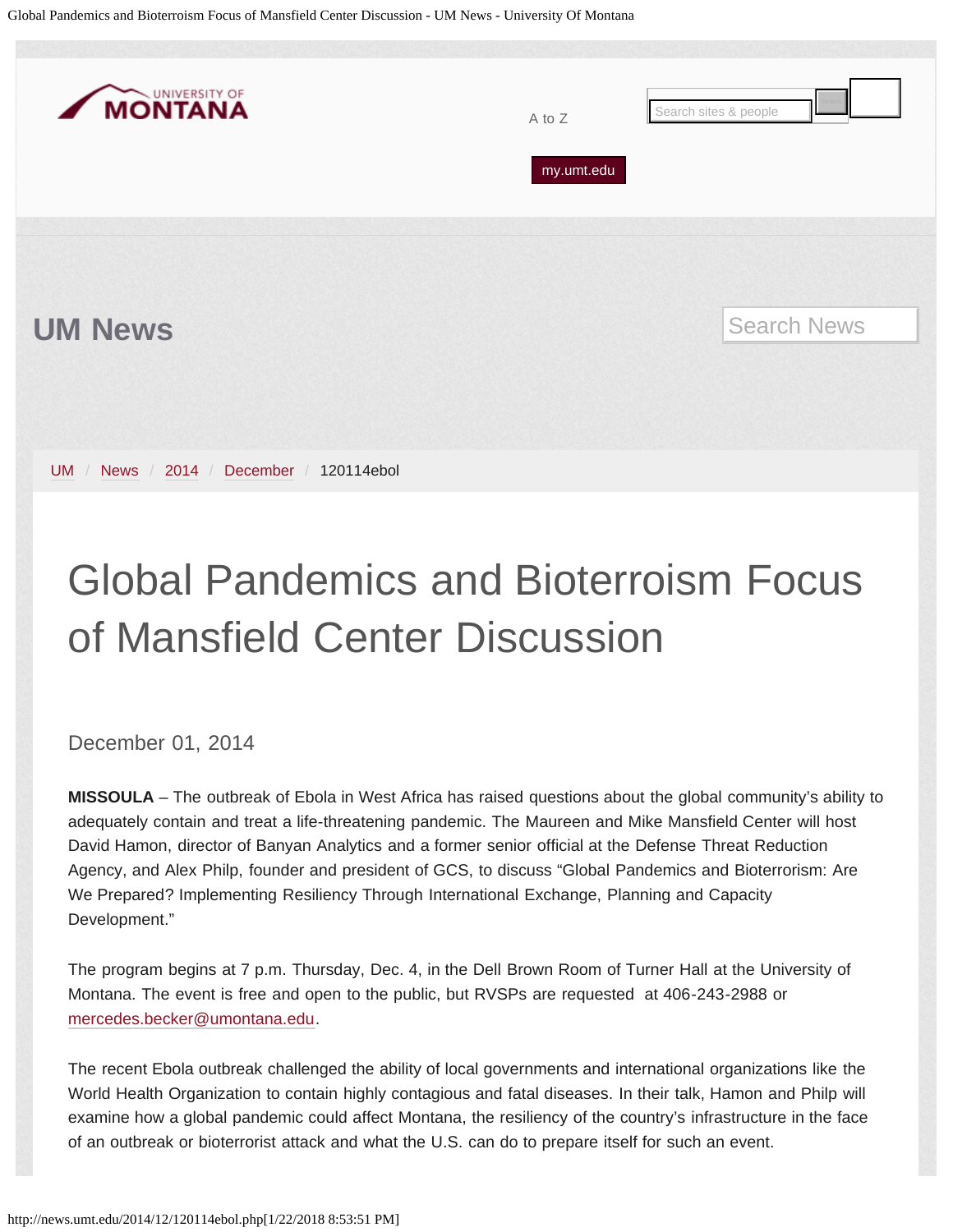UM News

UM / News / 2014 / December / 120114ebol

# Global Pandemics and Bioterroism Focus of Mansfield Center Discussion

December 01, 2014

**MISSOULA** – The outbreak of Ebola in West Africa has raised questions about the global community's ability to adequately contain and treat a life-threatening pandemic. The Maureen and Mike Mansfield Center will host David Hamon, director of Banyan Analytics and a former senior official at the Defense Threat Reduction Agency, and Alex Philp, founder and president of GCS, to discuss "Global Pandemics and Bioterrorism: Are We Prepared? Implementing Resiliency Through International Exchange, Planning and Capacity Development."

The program begins at 7 p.m. Thursday, Dec. 4, in the Dell Brown Room of Turner Hall at the University of Montana. The event is free and open to the public, but RVSPs are requested at 406-243-2988 or mercedes.becker@umontana.edu.

The recent Ebola outbreak challenged the ability of local governments and international organizations like the World Health Organization to contain highly contagious and fatal diseases. In their talk, Hamon and Philp will examine how a global pandemic could affect Montana, the resiliency of the country's infrastructure in the face of an outbreak or bioterrorist attack and what the U.S. can do to prepare itself for such an event.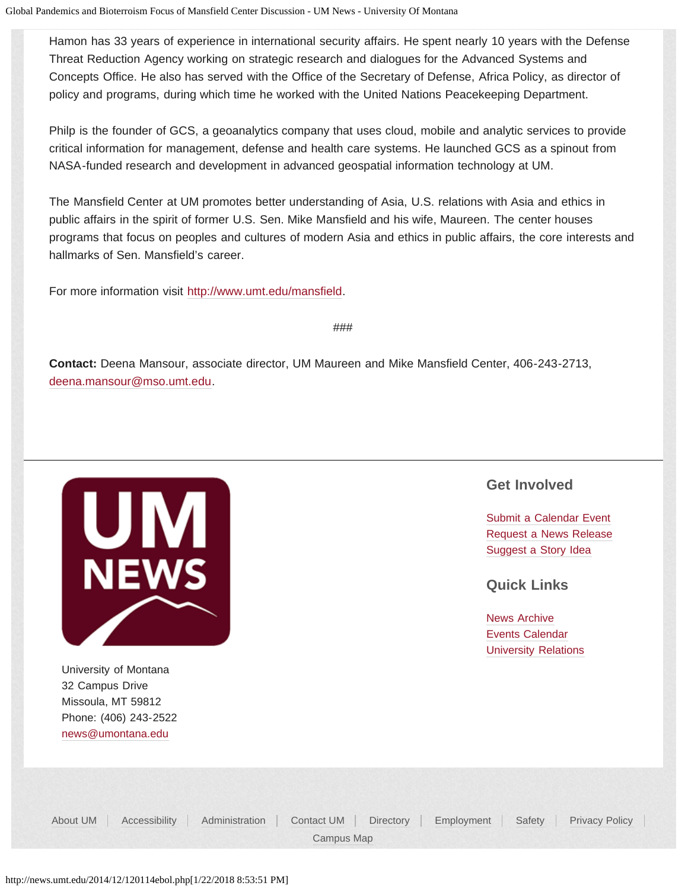Hamon has 33 years of experience in international security affairs. He spent nearly 10 years with the Defense Threat Reduction Agency working on strategic research and dialogues for the Advanced Systems and Concepts Office. He also has served with the Office of the Secretary of Defense, Africa Policy, as director of policy and programs, during which time he worked with the United Nations Peacekeeping Department.

Philp is the founder of GCS, a geoanalytics company that uses cloud, mobile and analytic services to provide critical information for management, defense and health care systems. He launched GCS as a spinout from NASA-funded research and development in advanced geospatial information technology at UM.

The Mansfield Center at UM promotes better understanding of Asia, U.S. relations with Asia and ethics in public affairs in the spirit of former U.S. Sen. Mike Mansfield and his wife, Maureen. The center houses programs that focus on peoples and cultures of modern Asia and ethics in public affairs, the core interests and hallmarks of Sen. Mansfield's career.

For more information visit http://www.umt.edu/mansfield.

###

**Contact:** Deena Mansour, associate director, UM Maureen and Mike Mansfield Center, 406-243-2713, deena.mansour@mso.umt.edu.

University of Montana
32 Campus Drive
Missoula, MT 59812
Phone: (406) 243-2522
news@umontana.edu

## Get Involved

Submit a Calendar Event
Request a News Release
Suggest a Story Idea

## Quick Links

News Archive
Events Calendar
University Relations

About UM | Accessibility | Administration | Contact UM | Directory | Employment | Safety | Privacy Policy | Campus Map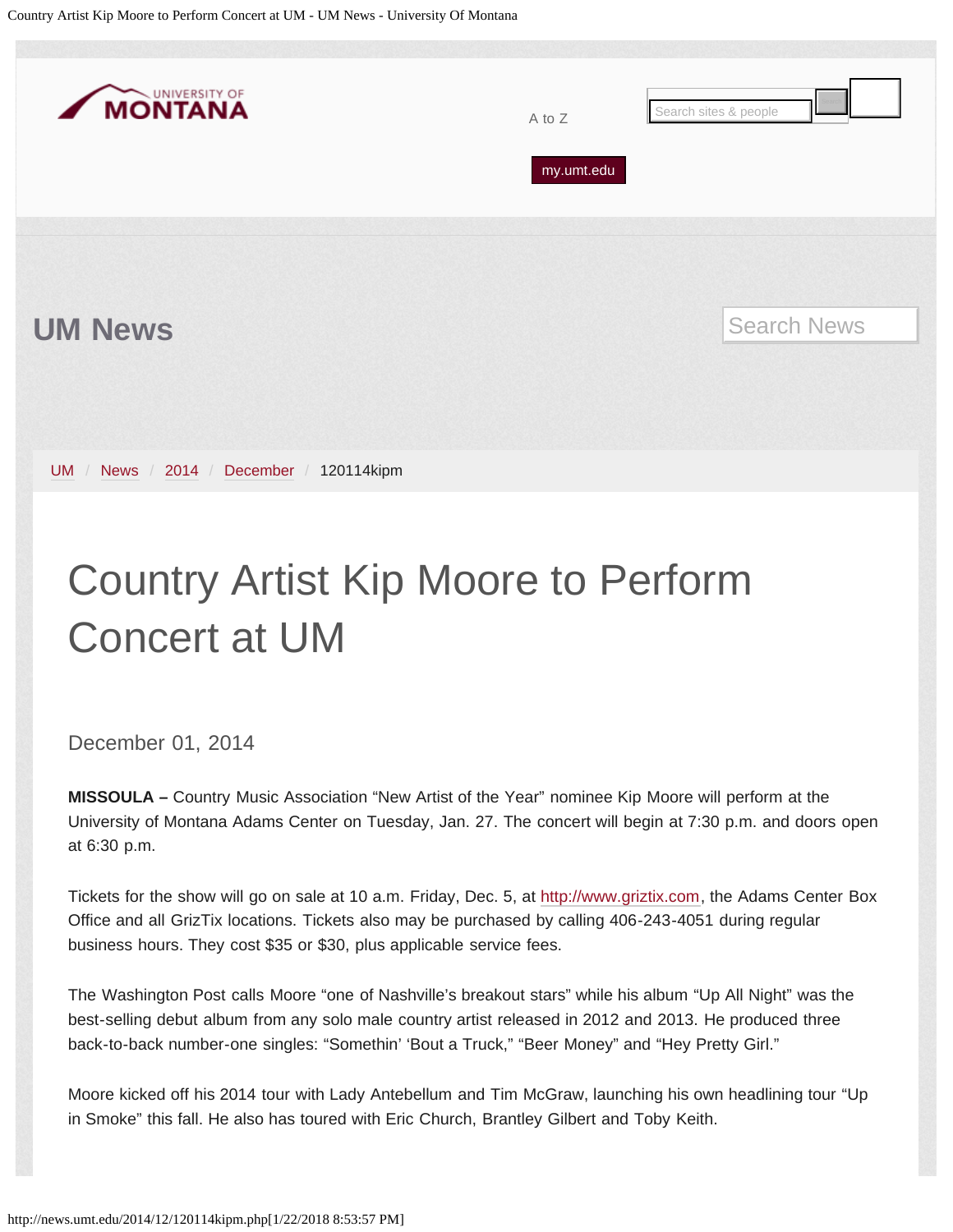UNIVERSITY OF MONTANA

A to Z

my.umt.edu

## UM News

UM / News / 2014 / December / 120114kipm

# Country Artist Kip Moore to Perform Concert at UM

December 01, 2014

**MISSOULA –** Country Music Association "New Artist of the Year" nominee Kip Moore will perform at the University of Montana Adams Center on Tuesday, Jan. 27. The concert will begin at 7:30 p.m. and doors open at 6:30 p.m.

Tickets for the show will go on sale at 10 a.m. Friday, Dec. 5, at http://www.griztix.com, the Adams Center Box Office and all GrizTix locations. Tickets also may be purchased by calling 406-243-4051 during regular business hours. They cost $35 or $30, plus applicable service fees.

The Washington Post calls Moore "one of Nashville's breakout stars" while his album "Up All Night" was the best-selling debut album from any solo male country artist released in 2012 and 2013. He produced three back-to-back number-one singles: "Somethin' 'Bout a Truck," "Beer Money" and "Hey Pretty Girl."

Moore kicked off his 2014 tour with Lady Antebellum and Tim McGraw, launching his own headlining tour "Up in Smoke" this fall. He also has toured with Eric Church, Brantley Gilbert and Toby Keith.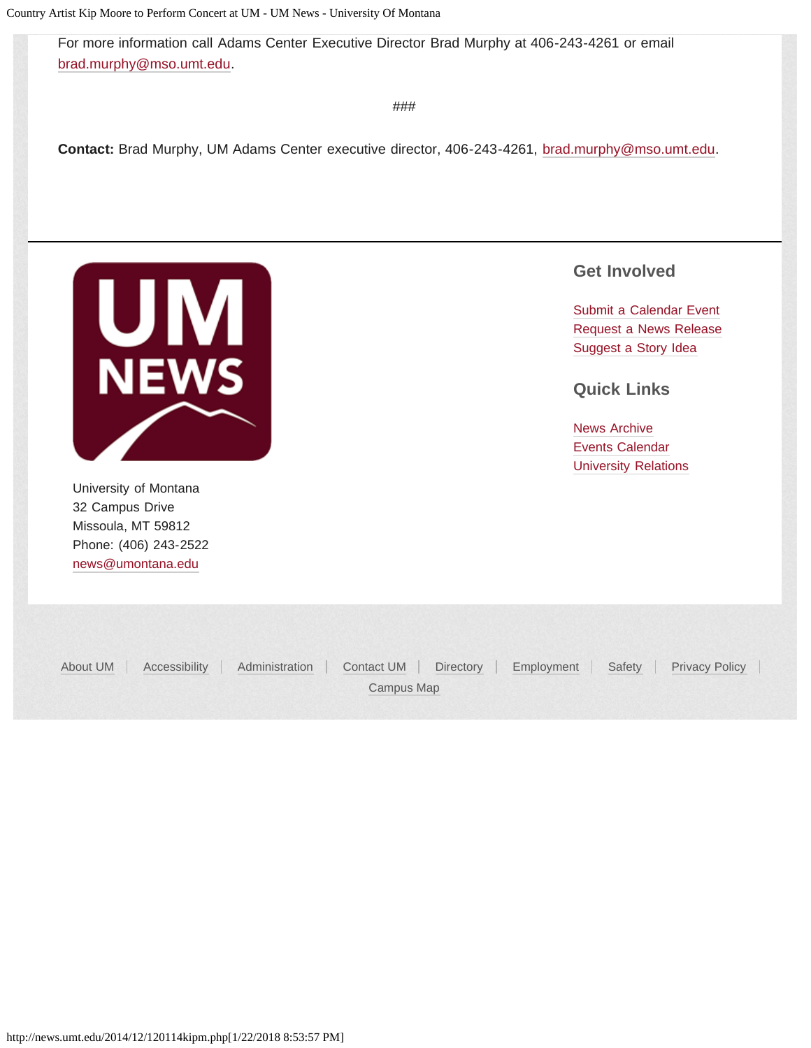For more information call Adams Center Executive Director Brad Murphy at 406-243-4261 or email brad.murphy@mso.umt.edu.

###

**Contact:** Brad Murphy, UM Adams Center executive director, 406-243-4261, brad.murphy@mso.umt.edu.

University of Montana
32 Campus Drive
Missoula, MT 59812
Phone: (406) 243-2522
news@umontana.edu

## Get Involved

Submit a Calendar Event
Request a News Release
Suggest a Story Idea

## Quick Links

News Archive
Events Calendar
University Relations

About UM | Accessibility | Administration | Contact UM | Directory | Employment | Safety | Privacy Policy | Campus Map